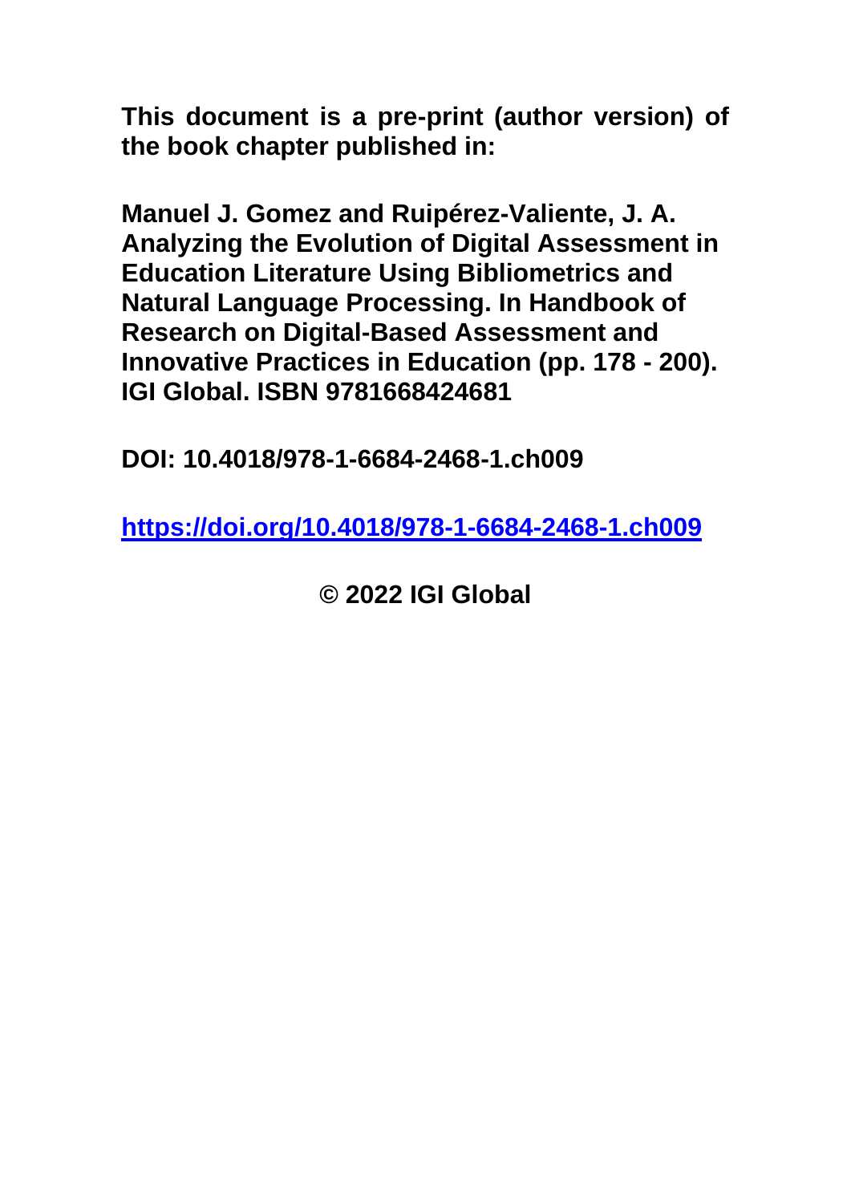**This document is a pre-print (author version) of the book chapter published in:**

**Manuel J. Gomez and Ruipérez-Valiente, J. A. Analyzing the Evolution of Digital Assessment in Education Literature Using Bibliometrics and Natural Language Processing. In Handbook of Research on Digital-Based Assessment and Innovative Practices in Education (pp. 178 - 200). IGI Global. ISBN 9781668424681**

**DOI: 10.4018/978-1-6684-2468-1.ch009**

**[https://doi.org/10.4018/978-1-6684-2468-1.ch009](https://doi.org/10.4018/978-1-6684-2468-1.ch009)**

**© 2022 IGI Global**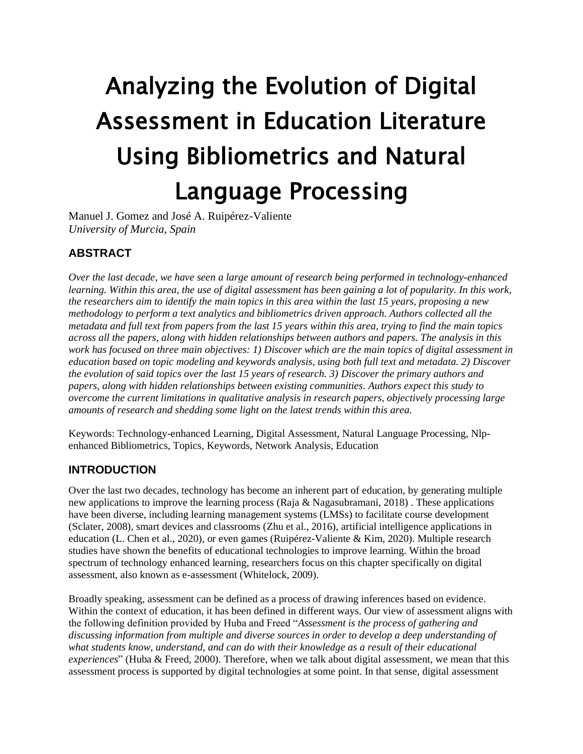# Analyzing the Evolution of Digital Assessment in Education Literature Using Bibliometrics and Natural Language Processing

Manuel J. Gomez and José A. Ruipérez-Valiente
*University of Murcia, Spain*

## ABSTRACT

*Over the last decade, we have seen a large amount of research being performed in technology-enhanced learning. Within this area, the use of digital assessment has been gaining a lot of popularity. In this work, the researchers aim to identify the main topics in this area within the last 15 years, proposing a new methodology to perform a text analytics and bibliometrics driven approach. Authors collected all the metadata and full text from papers from the last 15 years within this area, trying to find the main topics across all the papers, along with hidden relationships between authors and papers. The analysis in this work has focused on three main objectives: 1) Discover which are the main topics of digital assessment in education based on topic modeling and keywords analysis, using both full text and metadata. 2) Discover the evolution of said topics over the last 15 years of research. 3) Discover the primary authors and papers, along with hidden relationships between existing communities. Authors expect this study to overcome the current limitations in qualitative analysis in research papers, objectively processing large amounts of research and shedding some light on the latest trends within this area.*

Keywords: Technology-enhanced Learning, Digital Assessment, Natural Language Processing, Nlp-enhanced Bibliometrics, Topics, Keywords, Network Analysis, Education

## INTRODUCTION

Over the last two decades, technology has become an inherent part of education, by generating multiple new applications to improve the learning process (Raja & Nagasubramani, 2018) . These applications have been diverse, including learning management systems (LMSs) to facilitate course development (Sclater, 2008), smart devices and classrooms (Zhu et al., 2016), artificial intelligence applications in education (L. Chen et al., 2020), or even games (Ruipérez-Valiente & Kim, 2020). Multiple research studies have shown the benefits of educational technologies to improve learning. Within the broad spectrum of technology enhanced learning, researchers focus on this chapter specifically on digital assessment, also known as e-assessment (Whitelock, 2009).

Broadly speaking, assessment can be defined as a process of drawing inferences based on evidence. Within the context of education, it has been defined in different ways. Our view of assessment aligns with the following definition provided by Huba and Freed "*Assessment is the process of gathering and discussing information from multiple and diverse sources in order to develop a deep understanding of what students know, understand, and can do with their knowledge as a result of their educational experiences*" (Huba & Freed, 2000). Therefore, when we talk about digital assessment, we mean that this assessment process is supported by digital technologies at some point. In that sense, digital assessment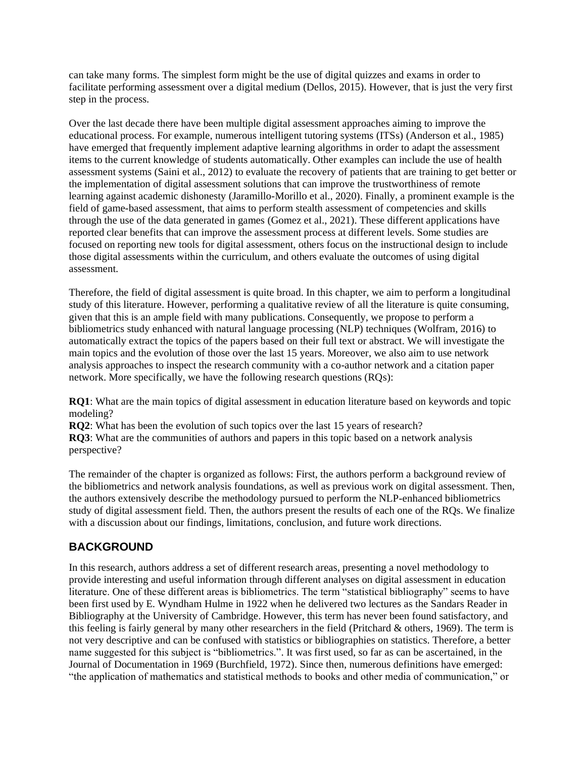can take many forms. The simplest form might be the use of digital quizzes and exams in order to facilitate performing assessment over a digital medium (Dellos, 2015). However, that is just the very first step in the process.

Over the last decade there have been multiple digital assessment approaches aiming to improve the educational process. For example, numerous intelligent tutoring systems (ITSs) (Anderson et al., 1985) have emerged that frequently implement adaptive learning algorithms in order to adapt the assessment items to the current knowledge of students automatically. Other examples can include the use of health assessment systems (Saini et al., 2012) to evaluate the recovery of patients that are training to get better or the implementation of digital assessment solutions that can improve the trustworthiness of remote learning against academic dishonesty (Jaramillo-Morillo et al., 2020). Finally, a prominent example is the field of game-based assessment, that aims to perform stealth assessment of competencies and skills through the use of the data generated in games (Gomez et al., 2021). These different applications have reported clear benefits that can improve the assessment process at different levels. Some studies are focused on reporting new tools for digital assessment, others focus on the instructional design to include those digital assessments within the curriculum, and others evaluate the outcomes of using digital assessment.

Therefore, the field of digital assessment is quite broad. In this chapter, we aim to perform a longitudinal study of this literature. However, performing a qualitative review of all the literature is quite consuming, given that this is an ample field with many publications. Consequently, we propose to perform a bibliometrics study enhanced with natural language processing (NLP) techniques (Wolfram, 2016) to automatically extract the topics of the papers based on their full text or abstract. We will investigate the main topics and the evolution of those over the last 15 years. Moreover, we also aim to use network analysis approaches to inspect the research community with a co-author network and a citation paper network. More specifically, we have the following research questions (RQs):

**RQ1**: What are the main topics of digital assessment in education literature based on keywords and topic modeling?
**RQ2**: What has been the evolution of such topics over the last 15 years of research?
**RQ3**: What are the communities of authors and papers in this topic based on a network analysis perspective?

The remainder of the chapter is organized as follows: First, the authors perform a background review of the bibliometrics and network analysis foundations, as well as previous work on digital assessment. Then, the authors extensively describe the methodology pursued to perform the NLP-enhanced bibliometrics study of digital assessment field. Then, the authors present the results of each one of the RQs. We finalize with a discussion about our findings, limitations, conclusion, and future work directions.

## BACKGROUND

In this research, authors address a set of different research areas, presenting a novel methodology to provide interesting and useful information through different analyses on digital assessment in education literature. One of these different areas is bibliometrics. The term "statistical bibliography" seems to have been first used by E. Wyndham Hulme in 1922 when he delivered two lectures as the Sandars Reader in Bibliography at the University of Cambridge. However, this term has never been found satisfactory, and this feeling is fairly general by many other researchers in the field (Pritchard & others, 1969). The term is not very descriptive and can be confused with statistics or bibliographies on statistics. Therefore, a better name suggested for this subject is "bibliometrics.". It was first used, so far as can be ascertained, in the Journal of Documentation in 1969 (Burchfield, 1972). Since then, numerous definitions have emerged: "the application of mathematics and statistical methods to books and other media of communication," or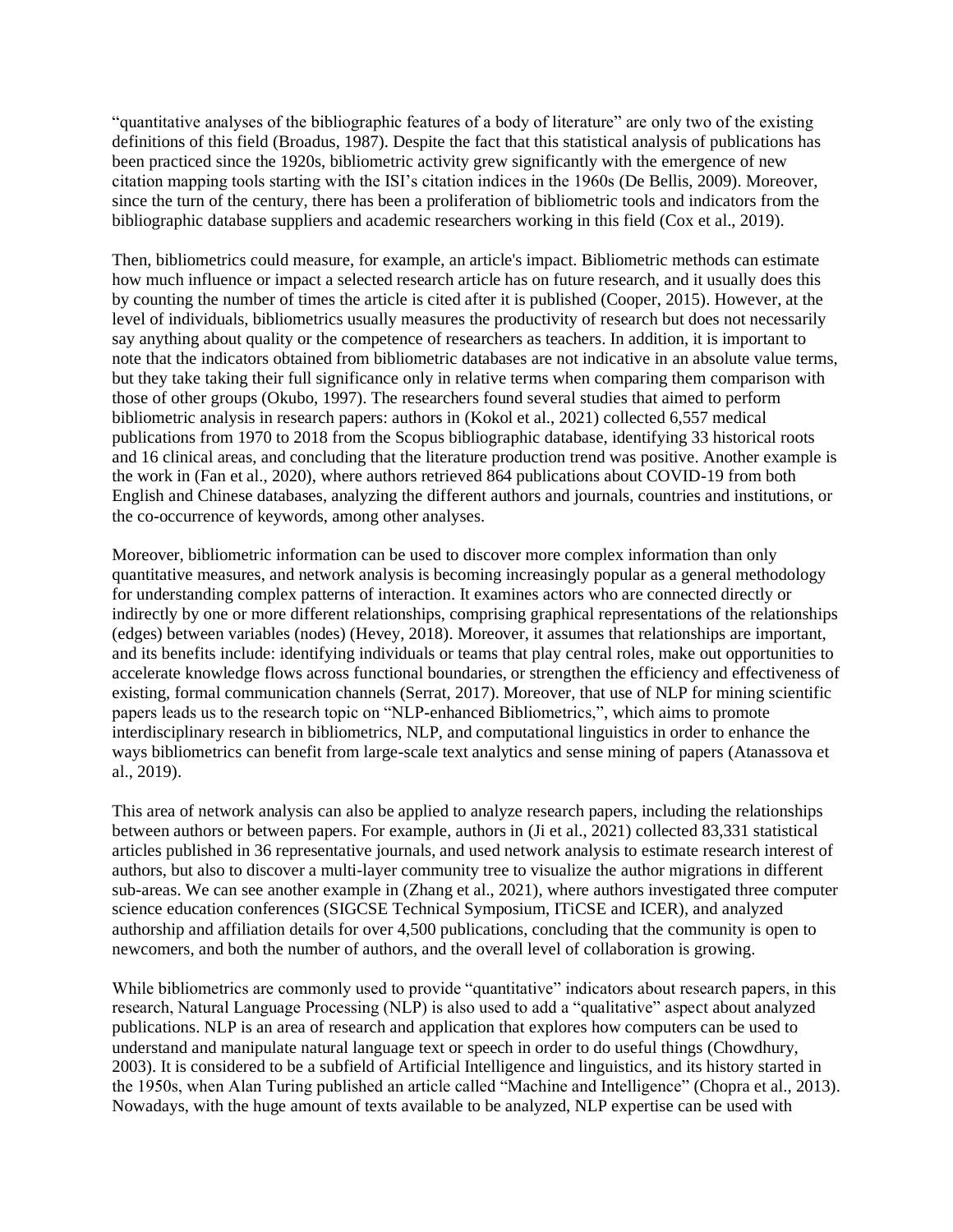"quantitative analyses of the bibliographic features of a body of literature" are only two of the existing definitions of this field (Broadus, 1987). Despite the fact that this statistical analysis of publications has been practiced since the 1920s, bibliometric activity grew significantly with the emergence of new citation mapping tools starting with the ISI's citation indices in the 1960s (De Bellis, 2009). Moreover, since the turn of the century, there has been a proliferation of bibliometric tools and indicators from the bibliographic database suppliers and academic researchers working in this field (Cox et al., 2019).

Then, bibliometrics could measure, for example, an article's impact. Bibliometric methods can estimate how much influence or impact a selected research article has on future research, and it usually does this by counting the number of times the article is cited after it is published (Cooper, 2015). However, at the level of individuals, bibliometrics usually measures the productivity of research but does not necessarily say anything about quality or the competence of researchers as teachers. In addition, it is important to note that the indicators obtained from bibliometric databases are not indicative in an absolute value terms, but they take taking their full significance only in relative terms when comparing them comparison with those of other groups (Okubo, 1997). The researchers found several studies that aimed to perform bibliometric analysis in research papers: authors in (Kokol et al., 2021) collected 6,557 medical publications from 1970 to 2018 from the Scopus bibliographic database, identifying 33 historical roots and 16 clinical areas, and concluding that the literature production trend was positive. Another example is the work in (Fan et al., 2020), where authors retrieved 864 publications about COVID-19 from both English and Chinese databases, analyzing the different authors and journals, countries and institutions, or the co-occurrence of keywords, among other analyses.

Moreover, bibliometric information can be used to discover more complex information than only quantitative measures, and network analysis is becoming increasingly popular as a general methodology for understanding complex patterns of interaction. It examines actors who are connected directly or indirectly by one or more different relationships, comprising graphical representations of the relationships (edges) between variables (nodes) (Hevey, 2018). Moreover, it assumes that relationships are important, and its benefits include: identifying individuals or teams that play central roles, make out opportunities to accelerate knowledge flows across functional boundaries, or strengthen the efficiency and effectiveness of existing, formal communication channels (Serrat, 2017). Moreover, that use of NLP for mining scientific papers leads us to the research topic on "NLP-enhanced Bibliometrics,", which aims to promote interdisciplinary research in bibliometrics, NLP, and computational linguistics in order to enhance the ways bibliometrics can benefit from large-scale text analytics and sense mining of papers (Atanassova et al., 2019).

This area of network analysis can also be applied to analyze research papers, including the relationships between authors or between papers. For example, authors in (Ji et al., 2021) collected 83,331 statistical articles published in 36 representative journals, and used network analysis to estimate research interest of authors, but also to discover a multi-layer community tree to visualize the author migrations in different sub-areas. We can see another example in (Zhang et al., 2021), where authors investigated three computer science education conferences (SIGCSE Technical Symposium, ITiCSE and ICER), and analyzed authorship and affiliation details for over 4,500 publications, concluding that the community is open to newcomers, and both the number of authors, and the overall level of collaboration is growing.

While bibliometrics are commonly used to provide "quantitative" indicators about research papers, in this research, Natural Language Processing (NLP) is also used to add a "qualitative" aspect about analyzed publications. NLP is an area of research and application that explores how computers can be used to understand and manipulate natural language text or speech in order to do useful things (Chowdhury, 2003). It is considered to be a subfield of Artificial Intelligence and linguistics, and its history started in the 1950s, when Alan Turing published an article called "Machine and Intelligence" (Chopra et al., 2013). Nowadays, with the huge amount of texts available to be analyzed, NLP expertise can be used with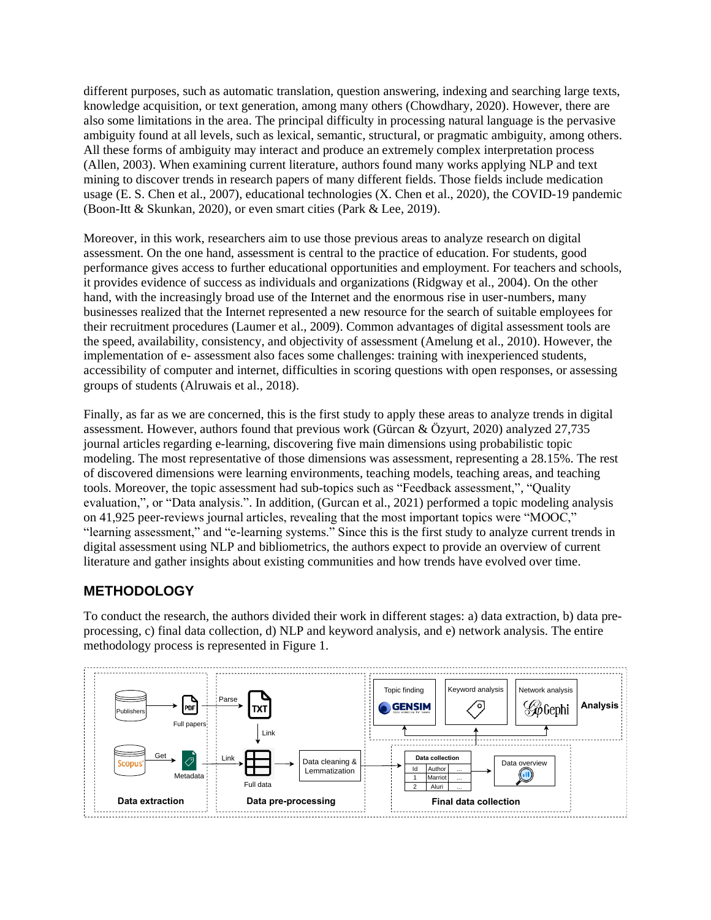different purposes, such as automatic translation, question answering, indexing and searching large texts, knowledge acquisition, or text generation, among many others (Chowdhary, 2020). However, there are also some limitations in the area. The principal difficulty in processing natural language is the pervasive ambiguity found at all levels, such as lexical, semantic, structural, or pragmatic ambiguity, among others. All these forms of ambiguity may interact and produce an extremely complex interpretation process (Allen, 2003). When examining current literature, authors found many works applying NLP and text mining to discover trends in research papers of many different fields. Those fields include medication usage (E. S. Chen et al., 2007), educational technologies (X. Chen et al., 2020), the COVID-19 pandemic (Boon-Itt & Skunkan, 2020), or even smart cities (Park & Lee, 2019).

Moreover, in this work, researchers aim to use those previous areas to analyze research on digital assessment. On the one hand, assessment is central to the practice of education. For students, good performance gives access to further educational opportunities and employment. For teachers and schools, it provides evidence of success as individuals and organizations (Ridgway et al., 2004). On the other hand, with the increasingly broad use of the Internet and the enormous rise in user-numbers, many businesses realized that the Internet represented a new resource for the search of suitable employees for their recruitment procedures (Laumer et al., 2009). Common advantages of digital assessment tools are the speed, availability, consistency, and objectivity of assessment (Amelung et al., 2010). However, the implementation of e- assessment also faces some challenges: training with inexperienced students, accessibility of computer and internet, difficulties in scoring questions with open responses, or assessing groups of students (Alruwais et al., 2018).

Finally, as far as we are concerned, this is the first study to apply these areas to analyze trends in digital assessment. However, authors found that previous work (Gürcan & Özyurt, 2020) analyzed 27,735 journal articles regarding e-learning, discovering five main dimensions using probabilistic topic modeling. The most representative of those dimensions was assessment, representing a 28.15%. The rest of discovered dimensions were learning environments, teaching models, teaching areas, and teaching tools. Moreover, the topic assessment had sub-topics such as "Feedback assessment,", "Quality evaluation,", or "Data analysis.". In addition, (Gurcan et al., 2021) performed a topic modeling analysis on 41,925 peer-reviews journal articles, revealing that the most important topics were "MOOC," "learning assessment," and "e-learning systems." Since this is the first study to analyze current trends in digital assessment using NLP and bibliometrics, the authors expect to provide an overview of current literature and gather insights about existing communities and how trends have evolved over time.

## METHODOLOGY

To conduct the research, the authors divided their work in different stages: a) data extraction, b) data pre-processing, c) final data collection, d) NLP and keyword analysis, and e) network analysis. The entire methodology process is represented in Figure 1.

Publishers → Full papers (PDF) → Parse → TXT → Link → Full data
Scopus → Get → Metadata → Link → Full data → Data cleaning & Lemmatization → Data collection (Id | Author | ...; 1 | Marriot | ...; 2 | Aluri | ...) → Data overview
Data collection → Topic finding (GENSIM), Keyword analysis, Network analysis (Gephi)

**Data extraction** | **Data pre-processing** | **Final data collection** | **Analysis**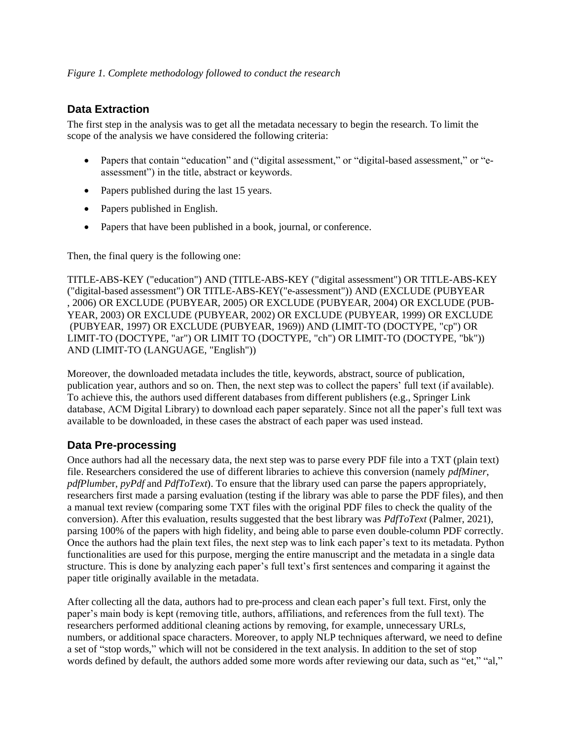*Figure 1. Complete methodology followed to conduct the research*

## Data Extraction

The first step in the analysis was to get all the metadata necessary to begin the research. To limit the scope of the analysis we have considered the following criteria:

- Papers that contain "education" and ("digital assessment," or "digital-based assessment," or "e-assessment") in the title, abstract or keywords.
- Papers published during the last 15 years.
- Papers published in English.
- Papers that have been published in a book, journal, or conference.

Then, the final query is the following one:

TITLE-ABS-KEY ("education") AND (TITLE-ABS-KEY ("digital assessment") OR TITLE-ABS-KEY ("digital-based assessment") OR TITLE-ABS-KEY("e-assessment")) AND (EXCLUDE (PUBYEAR , 2006) OR EXCLUDE (PUBYEAR, 2005) OR EXCLUDE (PUBYEAR, 2004) OR EXCLUDE (PUB-YEAR, 2003) OR EXCLUDE (PUBYEAR, 2002) OR EXCLUDE (PUBYEAR, 1999) OR EXCLUDE (PUBYEAR, 1997) OR EXCLUDE (PUBYEAR, 1969)) AND (LIMIT-TO (DOCTYPE, "cp") OR LIMIT-TO (DOCTYPE, "ar") OR LIMIT TO (DOCTYPE, "ch") OR LIMIT-TO (DOCTYPE, "bk")) AND (LIMIT-TO (LANGUAGE, "English"))

Moreover, the downloaded metadata includes the title, keywords, abstract, source of publication, publication year, authors and so on. Then, the next step was to collect the papers' full text (if available). To achieve this, the authors used different databases from different publishers (e.g., Springer Link database, ACM Digital Library) to download each paper separately. Since not all the paper's full text was available to be downloaded, in these cases the abstract of each paper was used instead.

## Data Pre-processing

Once authors had all the necessary data, the next step was to parse every PDF file into a TXT (plain text) file. Researchers considered the use of different libraries to achieve this conversion (namely *pdfMiner*, *pdfPlumber*, *pyPdf* and *PdfToText*). To ensure that the library used can parse the papers appropriately, researchers first made a parsing evaluation (testing if the library was able to parse the PDF files), and then a manual text review (comparing some TXT files with the original PDF files to check the quality of the conversion). After this evaluation, results suggested that the best library was *PdfToText* (Palmer, 2021), parsing 100% of the papers with high fidelity, and being able to parse even double-column PDF correctly. Once the authors had the plain text files, the next step was to link each paper's text to its metadata. Python functionalities are used for this purpose, merging the entire manuscript and the metadata in a single data structure. This is done by analyzing each paper's full text's first sentences and comparing it against the paper title originally available in the metadata.

After collecting all the data, authors had to pre-process and clean each paper's full text. First, only the paper's main body is kept (removing title, authors, affiliations, and references from the full text). The researchers performed additional cleaning actions by removing, for example, unnecessary URLs, numbers, or additional space characters. Moreover, to apply NLP techniques afterward, we need to define a set of "stop words," which will not be considered in the text analysis. In addition to the set of stop words defined by default, the authors added some more words after reviewing our data, such as "et," "al,"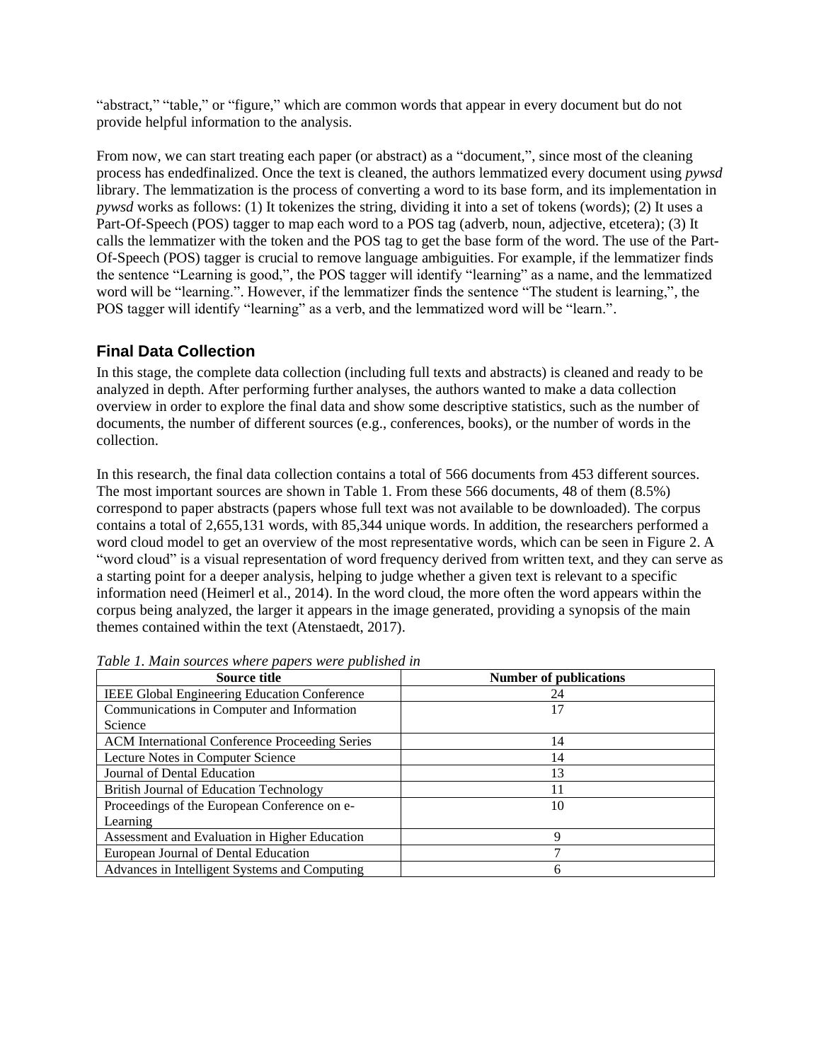"abstract," "table," or "figure," which are common words that appear in every document but do not provide helpful information to the analysis.

From now, we can start treating each paper (or abstract) as a "document,", since most of the cleaning process has endedfinalized. Once the text is cleaned, the authors lemmatized every document using *pywsd* library. The lemmatization is the process of converting a word to its base form, and its implementation in *pywsd* works as follows: (1) It tokenizes the string, dividing it into a set of tokens (words); (2) It uses a Part-Of-Speech (POS) tagger to map each word to a POS tag (adverb, noun, adjective, etcetera); (3) It calls the lemmatizer with the token and the POS tag to get the base form of the word. The use of the Part-Of-Speech (POS) tagger is crucial to remove language ambiguities. For example, if the lemmatizer finds the sentence "Learning is good,", the POS tagger will identify "learning" as a name, and the lemmatized word will be "learning.". However, if the lemmatizer finds the sentence "The student is learning,", the POS tagger will identify "learning" as a verb, and the lemmatized word will be "learn.".

## Final Data Collection

In this stage, the complete data collection (including full texts and abstracts) is cleaned and ready to be analyzed in depth. After performing further analyses, the authors wanted to make a data collection overview in order to explore the final data and show some descriptive statistics, such as the number of documents, the number of different sources (e.g., conferences, books), or the number of words in the collection.

In this research, the final data collection contains a total of 566 documents from 453 different sources. The most important sources are shown in Table 1. From these 566 documents, 48 of them (8.5%) correspond to paper abstracts (papers whose full text was not available to be downloaded). The corpus contains a total of 2,655,131 words, with 85,344 unique words. In addition, the researchers performed a word cloud model to get an overview of the most representative words, which can be seen in Figure 2. A "word cloud" is a visual representation of word frequency derived from written text, and they can serve as a starting point for a deeper analysis, helping to judge whether a given text is relevant to a specific information need (Heimerl et al., 2014). In the word cloud, the more often the word appears within the corpus being analyzed, the larger it appears in the image generated, providing a synopsis of the main themes contained within the text (Atenstaedt, 2017).

*Table 1. Main sources where papers were published in*

| Source title | Number of publications |
|---|---|
| IEEE Global Engineering Education Conference | 24 |
| Communications in Computer and Information Science | 17 |
| ACM International Conference Proceeding Series | 14 |
| Lecture Notes in Computer Science | 14 |
| Journal of Dental Education | 13 |
| British Journal of Education Technology | 11 |
| Proceedings of the European Conference on e-Learning | 10 |
| Assessment and Evaluation in Higher Education | 9 |
| European Journal of Dental Education | 7 |
| Advances in Intelligent Systems and Computing | 6 |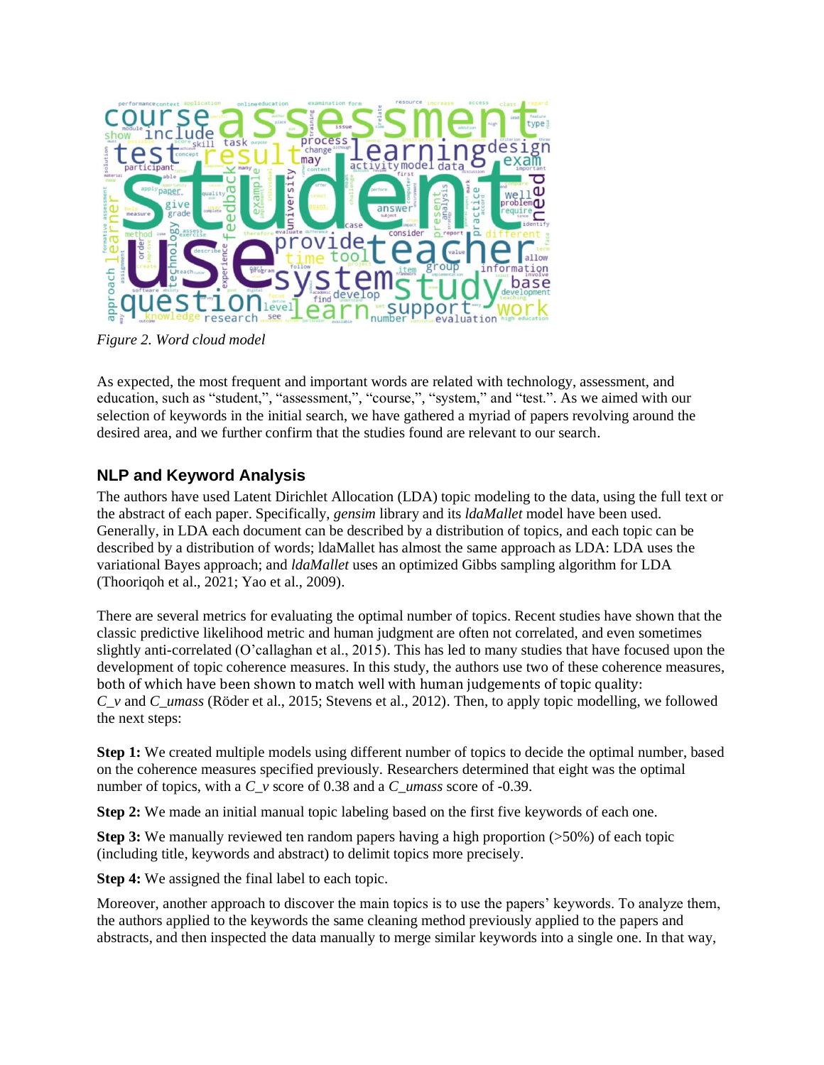*Figure 2. Word cloud model*

As expected, the most frequent and important words are related with technology, assessment, and education, such as "student,", "assessment,", "course,", "system," and "test.". As we aimed with our selection of keywords in the initial search, we have gathered a myriad of papers revolving around the desired area, and we further confirm that the studies found are relevant to our search.

## NLP and Keyword Analysis

The authors have used Latent Dirichlet Allocation (LDA) topic modeling to the data, using the full text or the abstract of each paper. Specifically, *gensim* library and its *ldaMallet* model have been used. Generally, in LDA each document can be described by a distribution of topics, and each topic can be described by a distribution of words; ldaMallet has almost the same approach as LDA: LDA uses the variational Bayes approach; and *ldaMallet* uses an optimized Gibbs sampling algorithm for LDA (Thooriqoh et al., 2021; Yao et al., 2009).

There are several metrics for evaluating the optimal number of topics. Recent studies have shown that the classic predictive likelihood metric and human judgment are often not correlated, and even sometimes slightly anti-correlated (O'callaghan et al., 2015). This has led to many studies that have focused upon the development of topic coherence measures. In this study, the authors use two of these coherence measures, both of which have been shown to match well with human judgements of topic quality: *C_v* and *C_umass* (Röder et al., 2015; Stevens et al., 2012). Then, to apply topic modelling, we followed the next steps:

**Step 1:** We created multiple models using different number of topics to decide the optimal number, based on the coherence measures specified previously. Researchers determined that eight was the optimal number of topics, with a *C_v* score of 0.38 and a *C_umass* score of -0.39.

**Step 2:** We made an initial manual topic labeling based on the first five keywords of each one.

**Step 3:** We manually reviewed ten random papers having a high proportion (>50%) of each topic (including title, keywords and abstract) to delimit topics more precisely.

**Step 4:** We assigned the final label to each topic.

Moreover, another approach to discover the main topics is to use the papers' keywords. To analyze them, the authors applied to the keywords the same cleaning method previously applied to the papers and abstracts, and then inspected the data manually to merge similar keywords into a single one. In that way,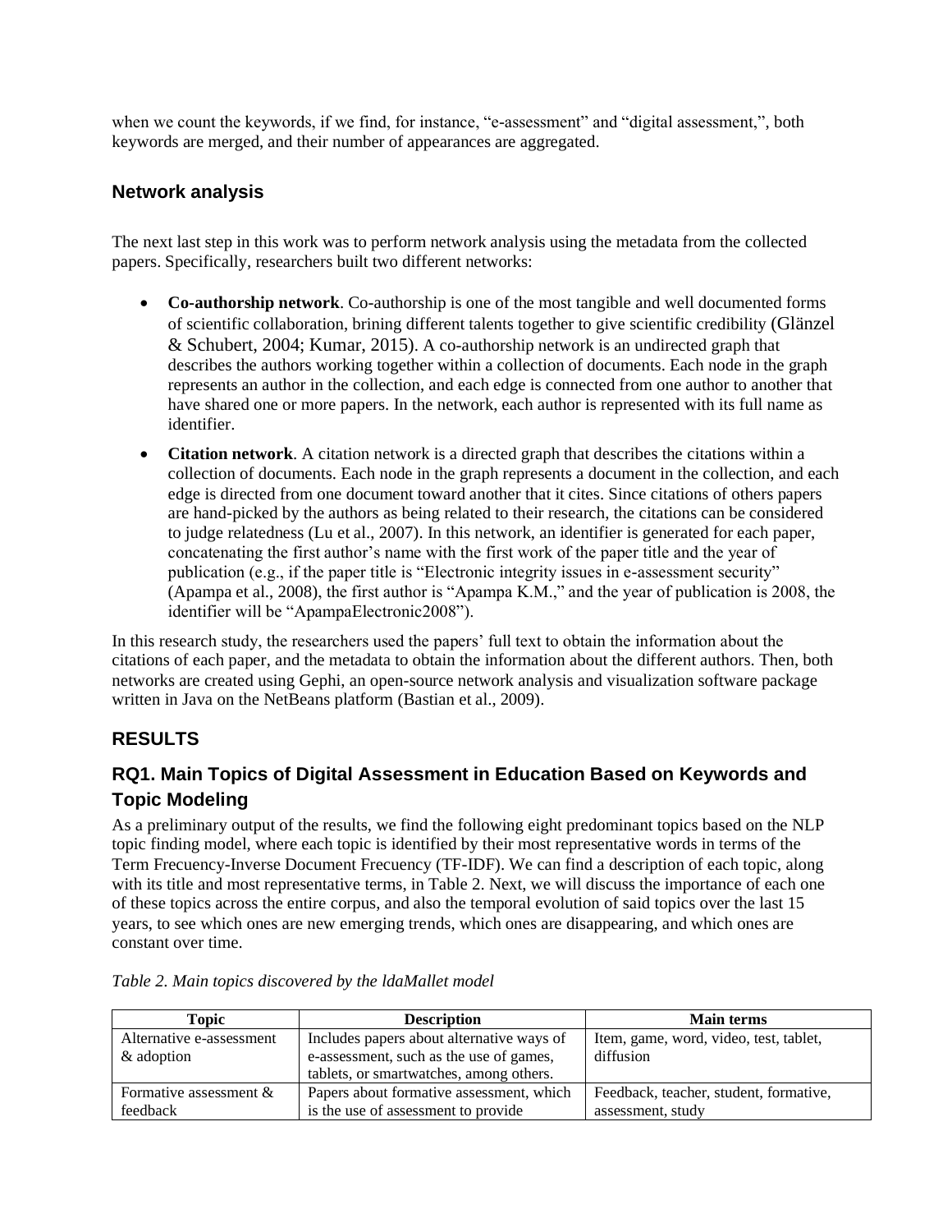when we count the keywords, if we find, for instance, "e-assessment" and "digital assessment,", both keywords are merged, and their number of appearances are aggregated.

### Network analysis

The next last step in this work was to perform network analysis using the metadata from the collected papers. Specifically, researchers built two different networks:

- **Co-authorship network**. Co-authorship is one of the most tangible and well documented forms of scientific collaboration, brining different talents together to give scientific credibility (Glänzel & Schubert, 2004; Kumar, 2015). A co-authorship network is an undirected graph that describes the authors working together within a collection of documents. Each node in the graph represents an author in the collection, and each edge is connected from one author to another that have shared one or more papers. In the network, each author is represented with its full name as identifier.
- **Citation network**. A citation network is a directed graph that describes the citations within a collection of documents. Each node in the graph represents a document in the collection, and each edge is directed from one document toward another that it cites. Since citations of others papers are hand-picked by the authors as being related to their research, the citations can be considered to judge relatedness (Lu et al., 2007). In this network, an identifier is generated for each paper, concatenating the first author's name with the first work of the paper title and the year of publication (e.g., if the paper title is "Electronic integrity issues in e-assessment security" (Apampa et al., 2008), the first author is "Apampa K.M.," and the year of publication is 2008, the identifier will be "ApampaElectronic2008").

In this research study, the researchers used the papers' full text to obtain the information about the citations of each paper, and the metadata to obtain the information about the different authors. Then, both networks are created using Gephi, an open-source network analysis and visualization software package written in Java on the NetBeans platform (Bastian et al., 2009).

## RESULTS

### RQ1. Main Topics of Digital Assessment in Education Based on Keywords and Topic Modeling

As a preliminary output of the results, we find the following eight predominant topics based on the NLP topic finding model, where each topic is identified by their most representative words in terms of the Term Frecuency-Inverse Document Frecuency (TF-IDF). We can find a description of each topic, along with its title and most representative terms, in Table 2. Next, we will discuss the importance of each one of these topics across the entire corpus, and also the temporal evolution of said topics over the last 15 years, to see which ones are new emerging trends, which ones are disappearing, and which ones are constant over time.

*Table 2. Main topics discovered by the ldaMallet model*

| Topic | Description | Main terms |
|---|---|---|
| Alternative e-assessment & adoption | Includes papers about alternative ways of e-assessment, such as the use of games, tablets, or smartwatches, among others. | Item, game, word, video, test, tablet, diffusion |
| Formative assessment & feedback | Papers about formative assessment, which is the use of assessment to provide | Feedback, teacher, student, formative, assessment, study |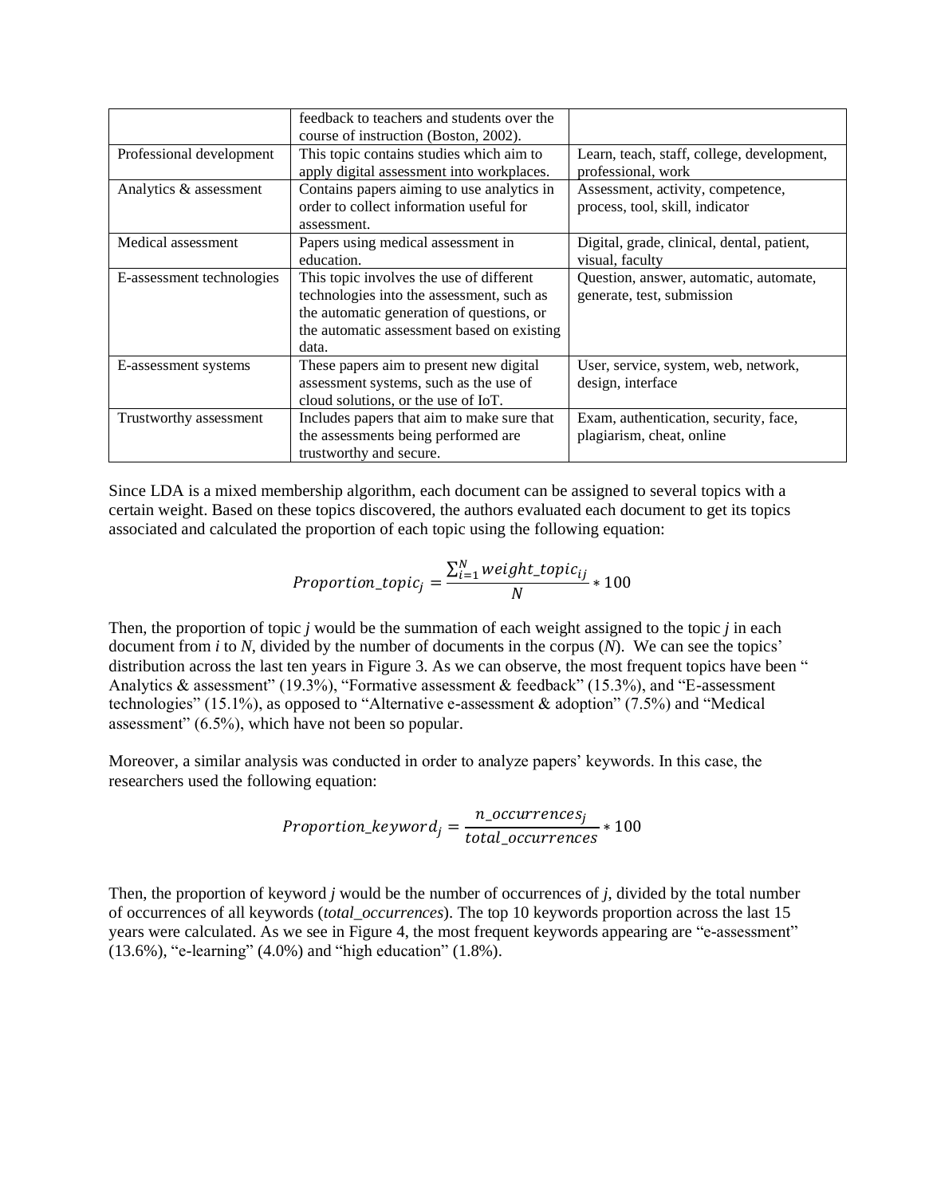| | | |
|---|---|---|
| | feedback to teachers and students over the course of instruction (Boston, 2002). | |
| Professional development | This topic contains studies which aim to apply digital assessment into workplaces. | Learn, teach, staff, college, development, professional, work |
| Analytics & assessment | Contains papers aiming to use analytics in order to collect information useful for assessment. | Assessment, activity, competence, process, tool, skill, indicator |
| Medical assessment | Papers using medical assessment in education. | Digital, grade, clinical, dental, patient, visual, faculty |
| E-assessment technologies | This topic involves the use of different technologies into the assessment, such as the automatic generation of questions, or the automatic assessment based on existing data. | Question, answer, automatic, automate, generate, test, submission |
| E-assessment systems | These papers aim to present new digital assessment systems, such as the use of cloud solutions, or the use of IoT. | User, service, system, web, network, design, interface |
| Trustworthy assessment | Includes papers that aim to make sure that the assessments being performed are trustworthy and secure. | Exam, authentication, security, face, plagiarism, cheat, online |

Since LDA is a mixed membership algorithm, each document can be assigned to several topics with a certain weight. Based on these topics discovered, the authors evaluated each document to get its topics associated and calculated the proportion of each topic using the following equation:

$$Proportion\_topic_j = \frac{\sum_{i=1}^{N} weight\_topic_{ij}}{N} * 100$$

Then, the proportion of topic *j* would be the summation of each weight assigned to the topic *j* in each document from *i* to *N*, divided by the number of documents in the corpus (*N*). We can see the topics' distribution across the last ten years in Figure 3. As we can observe, the most frequent topics have been " Analytics & assessment" (19.3%), "Formative assessment & feedback" (15.3%), and "E-assessment technologies" (15.1%), as opposed to "Alternative e-assessment & adoption" (7.5%) and "Medical assessment" (6.5%), which have not been so popular.

Moreover, a similar analysis was conducted in order to analyze papers' keywords. In this case, the researchers used the following equation:

$$Proportion\_keyword_j = \frac{n\_occurrences_j}{total\_occurrences} * 100$$

Then, the proportion of keyword *j* would be the number of occurrences of *j*, divided by the total number of occurrences of all keywords (*total_occurrences*). The top 10 keywords proportion across the last 15 years were calculated. As we see in Figure 4, the most frequent keywords appearing are "e-assessment" (13.6%), "e-learning" (4.0%) and "high education" (1.8%).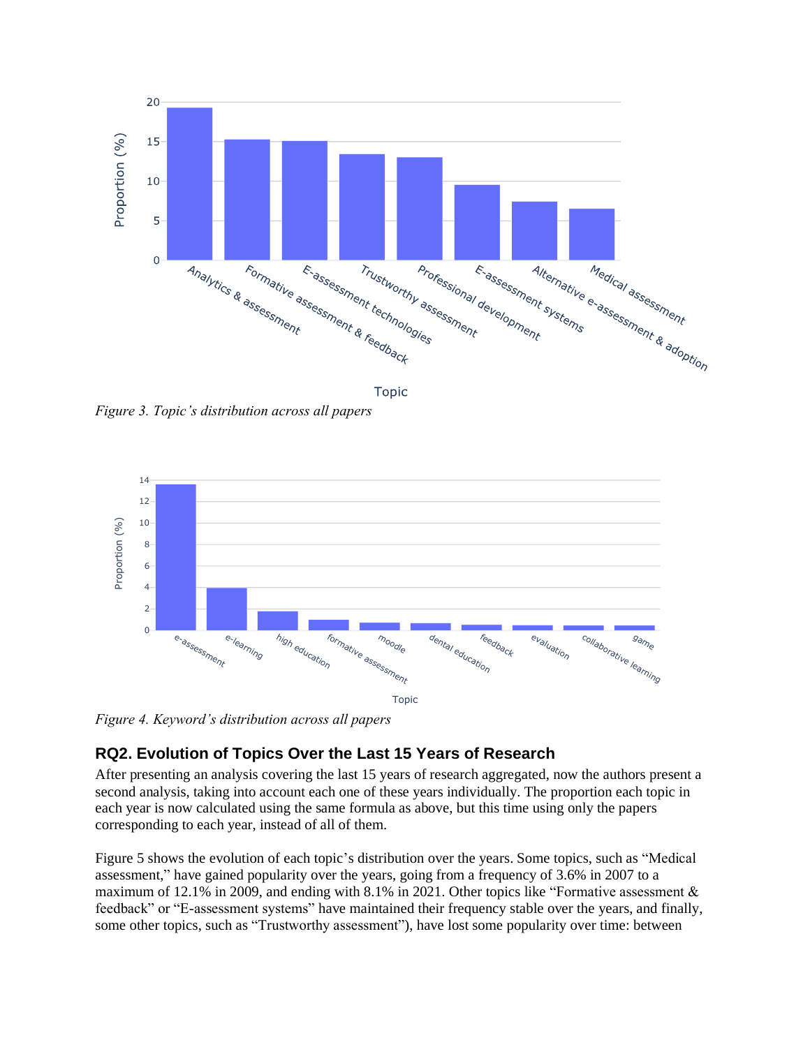Figure 3. Topic's distribution across all papers

Figure 4. Keyword's distribution across all papers

## RQ2. Evolution of Topics Over the Last 15 Years of Research

After presenting an analysis covering the last 15 years of research aggregated, now the authors present a second analysis, taking into account each one of these years individually. The proportion each topic in each year is now calculated using the same formula as above, but this time using only the papers corresponding to each year, instead of all of them.

Figure 5 shows the evolution of each topic's distribution over the years. Some topics, such as "Medical assessment," have gained popularity over the years, going from a frequency of 3.6% in 2007 to a maximum of 12.1% in 2009, and ending with 8.1% in 2021. Other topics like "Formative assessment & feedback" or "E-assessment systems" have maintained their frequency stable over the years, and finally, some other topics, such as "Trustworthy assessment"), have lost some popularity over time: between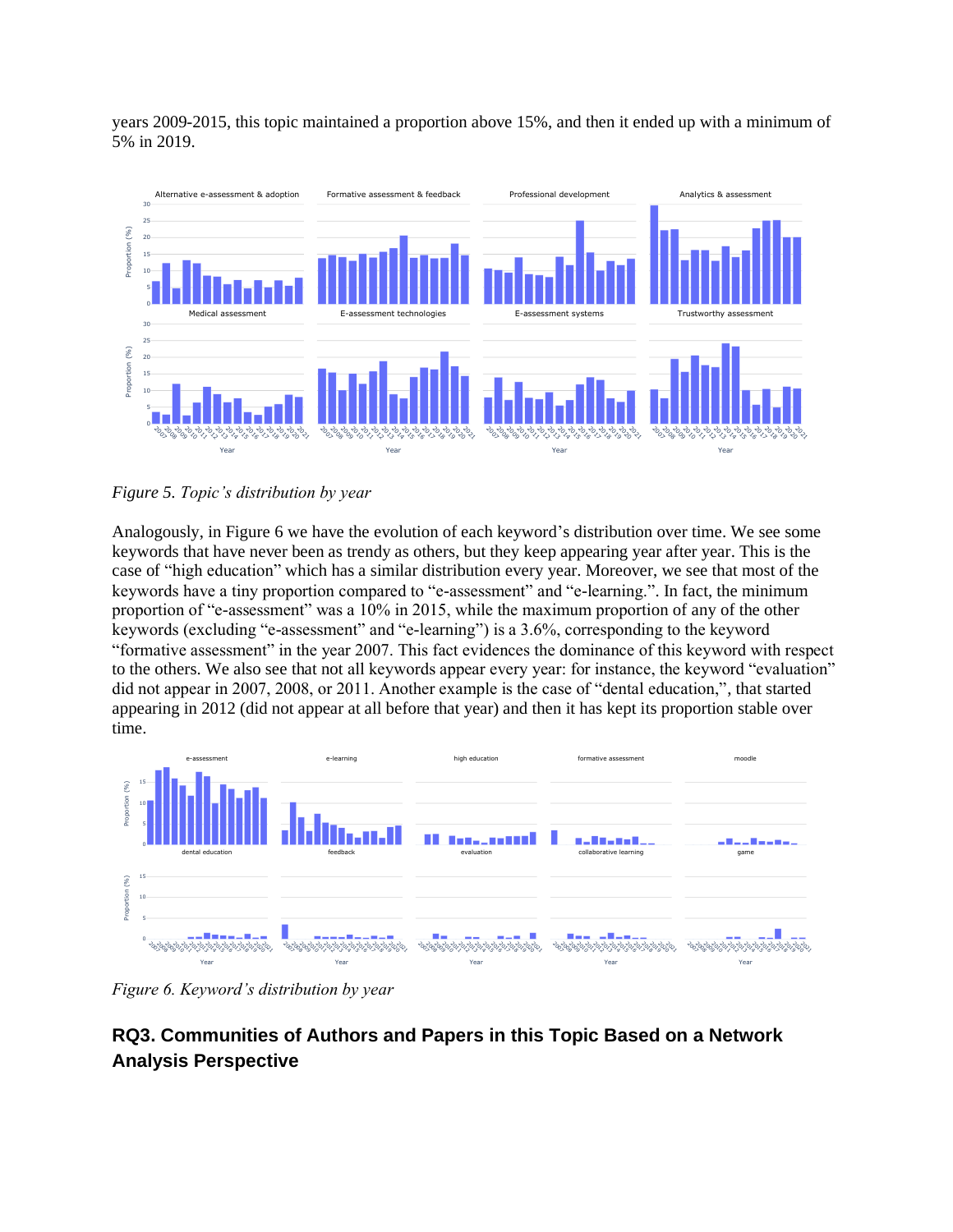years 2009-2015, this topic maintained a proportion above 15%, and then it ended up with a minimum of 5% in 2019.

*Figure 5. Topic's distribution by year*

Analogously, in Figure 6 we have the evolution of each keyword's distribution over time. We see some keywords that have never been as trendy as others, but they keep appearing year after year. This is the case of "high education" which has a similar distribution every year. Moreover, we see that most of the keywords have a tiny proportion compared to "e-assessment" and "e-learning.". In fact, the minimum proportion of "e-assessment" was a 10% in 2015, while the maximum proportion of any of the other keywords (excluding "e-assessment" and "e-learning") is a 3.6%, corresponding to the keyword "formative assessment" in the year 2007. This fact evidences the dominance of this keyword with respect to the others. We also see that not all keywords appear every year: for instance, the keyword "evaluation" did not appear in 2007, 2008, or 2011. Another example is the case of "dental education,", that started appearing in 2012 (did not appear at all before that year) and then it has kept its proportion stable over time.

*Figure 6. Keyword's distribution by year*

## RQ3. Communities of Authors and Papers in this Topic Based on a Network Analysis Perspective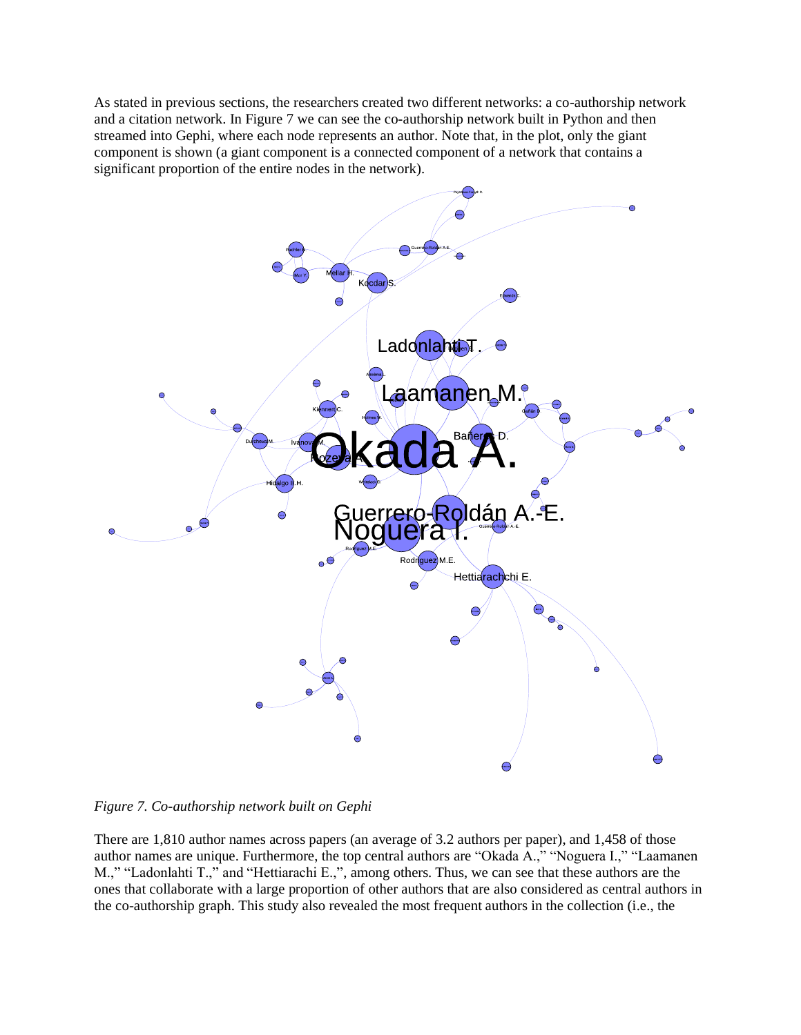As stated in previous sections, the researchers created two different networks: a co-authorship network and a citation network. In Figure 7 we can see the co-authorship network built in Python and then streamed into Gephi, where each node represents an author. Note that, in the plot, only the giant component is shown (a giant component is a connected component of a network that contains a significant proportion of the entire nodes in the network).

*Figure 7. Co-authorship network built on Gephi*

There are 1,810 author names across papers (an average of 3.2 authors per paper), and 1,458 of those author names are unique. Furthermore, the top central authors are "Okada A.," "Noguera I.," "Laamanen M.," "Ladonlahti T.," and "Hettiarachi E.,", among others. Thus, we can see that these authors are the ones that collaborate with a large proportion of other authors that are also considered as central authors in the co-authorship graph. This study also revealed the most frequent authors in the collection (i.e., the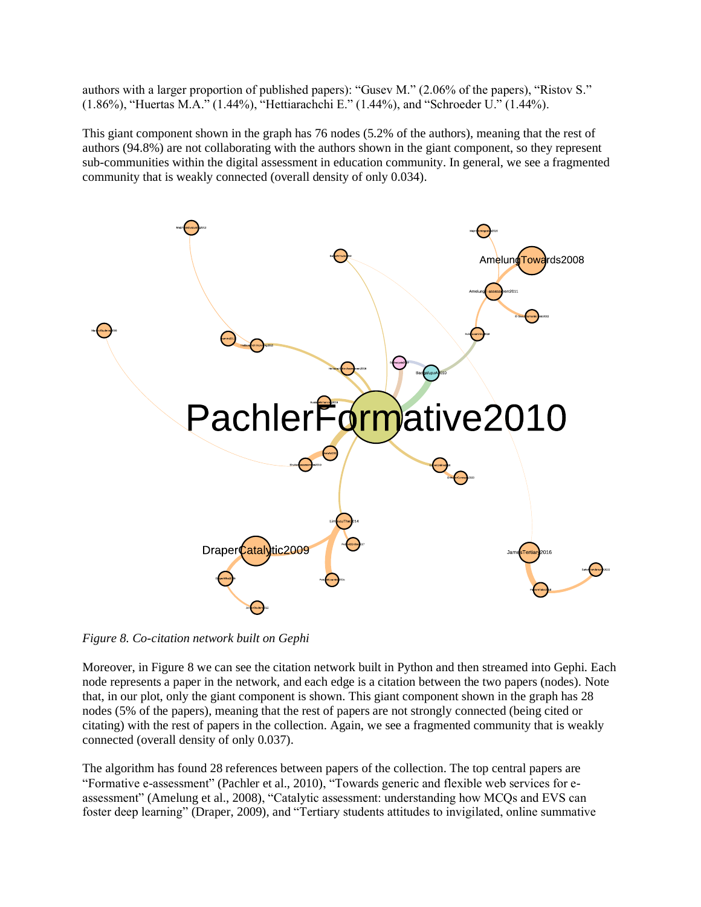authors with a larger proportion of published papers): "Gusev M." (2.06% of the papers), "Ristov S." (1.86%), "Huertas M.A." (1.44%), "Hettiarachchi E." (1.44%), and "Schroeder U." (1.44%).

This giant component shown in the graph has 76 nodes (5.2% of the authors), meaning that the rest of authors (94.8%) are not collaborating with the authors shown in the giant component, so they represent sub-communities within the digital assessment in education community. In general, we see a fragmented community that is weakly connected (overall density of only 0.034).

*Figure 8. Co-citation network built on Gephi*

Moreover, in Figure 8 we can see the citation network built in Python and then streamed into Gephi. Each node represents a paper in the network, and each edge is a citation between the two papers (nodes). Note that, in our plot, only the giant component is shown. This giant component shown in the graph has 28 nodes (5% of the papers), meaning that the rest of papers are not strongly connected (being cited or citating) with the rest of papers in the collection. Again, we see a fragmented community that is weakly connected (overall density of only 0.037).

The algorithm has found 28 references between papers of the collection. The top central papers are "Formative e-assessment" (Pachler et al., 2010), "Towards generic and flexible web services for e-assessment" (Amelung et al., 2008), "Catalytic assessment: understanding how MCQs and EVS can foster deep learning" (Draper, 2009), and "Tertiary students attitudes to invigilated, online summative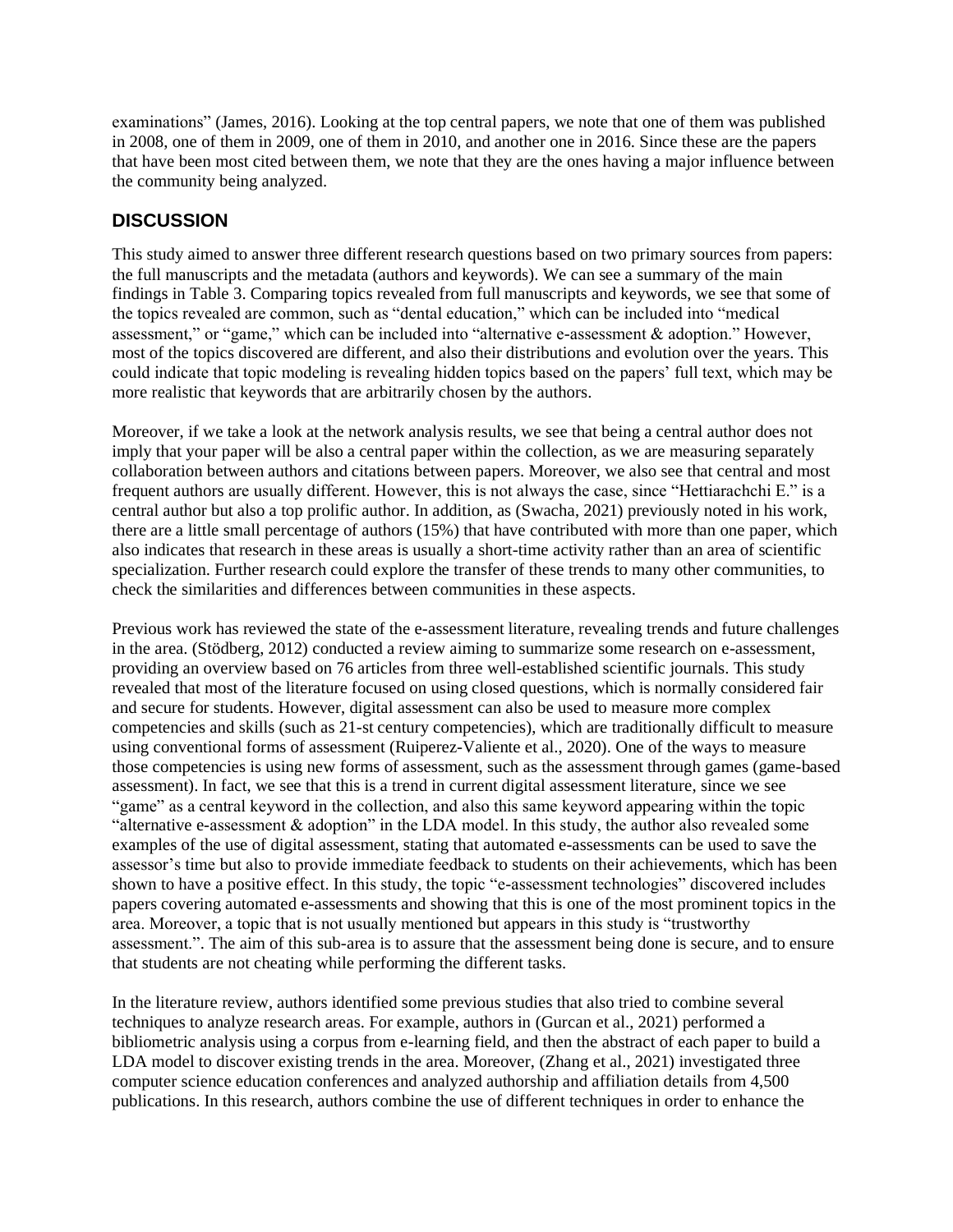examinations" (James, 2016). Looking at the top central papers, we note that one of them was published in 2008, one of them in 2009, one of them in 2010, and another one in 2016. Since these are the papers that have been most cited between them, we note that they are the ones having a major influence between the community being analyzed.

## DISCUSSION

This study aimed to answer three different research questions based on two primary sources from papers: the full manuscripts and the metadata (authors and keywords). We can see a summary of the main findings in Table 3. Comparing topics revealed from full manuscripts and keywords, we see that some of the topics revealed are common, such as "dental education," which can be included into "medical assessment," or "game," which can be included into "alternative e-assessment & adoption." However, most of the topics discovered are different, and also their distributions and evolution over the years. This could indicate that topic modeling is revealing hidden topics based on the papers' full text, which may be more realistic that keywords that are arbitrarily chosen by the authors.

Moreover, if we take a look at the network analysis results, we see that being a central author does not imply that your paper will be also a central paper within the collection, as we are measuring separately collaboration between authors and citations between papers. Moreover, we also see that central and most frequent authors are usually different. However, this is not always the case, since "Hettiarachchi E." is a central author but also a top prolific author. In addition, as (Swacha, 2021) previously noted in his work, there are a little small percentage of authors (15%) that have contributed with more than one paper, which also indicates that research in these areas is usually a short-time activity rather than an area of scientific specialization. Further research could explore the transfer of these trends to many other communities, to check the similarities and differences between communities in these aspects.

Previous work has reviewed the state of the e-assessment literature, revealing trends and future challenges in the area. (Stödberg, 2012) conducted a review aiming to summarize some research on e-assessment, providing an overview based on 76 articles from three well-established scientific journals. This study revealed that most of the literature focused on using closed questions, which is normally considered fair and secure for students. However, digital assessment can also be used to measure more complex competencies and skills (such as 21-st century competencies), which are traditionally difficult to measure using conventional forms of assessment (Ruiperez-Valiente et al., 2020). One of the ways to measure those competencies is using new forms of assessment, such as the assessment through games (game-based assessment). In fact, we see that this is a trend in current digital assessment literature, since we see "game" as a central keyword in the collection, and also this same keyword appearing within the topic "alternative e-assessment & adoption" in the LDA model. In this study, the author also revealed some examples of the use of digital assessment, stating that automated e-assessments can be used to save the assessor's time but also to provide immediate feedback to students on their achievements, which has been shown to have a positive effect. In this study, the topic "e-assessment technologies" discovered includes papers covering automated e-assessments and showing that this is one of the most prominent topics in the area. Moreover, a topic that is not usually mentioned but appears in this study is "trustworthy assessment.". The aim of this sub-area is to assure that the assessment being done is secure, and to ensure that students are not cheating while performing the different tasks.

In the literature review, authors identified some previous studies that also tried to combine several techniques to analyze research areas. For example, authors in (Gurcan et al., 2021) performed a bibliometric analysis using a corpus from e-learning field, and then the abstract of each paper to build a LDA model to discover existing trends in the area. Moreover, (Zhang et al., 2021) investigated three computer science education conferences and analyzed authorship and affiliation details from 4,500 publications. In this research, authors combine the use of different techniques in order to enhance the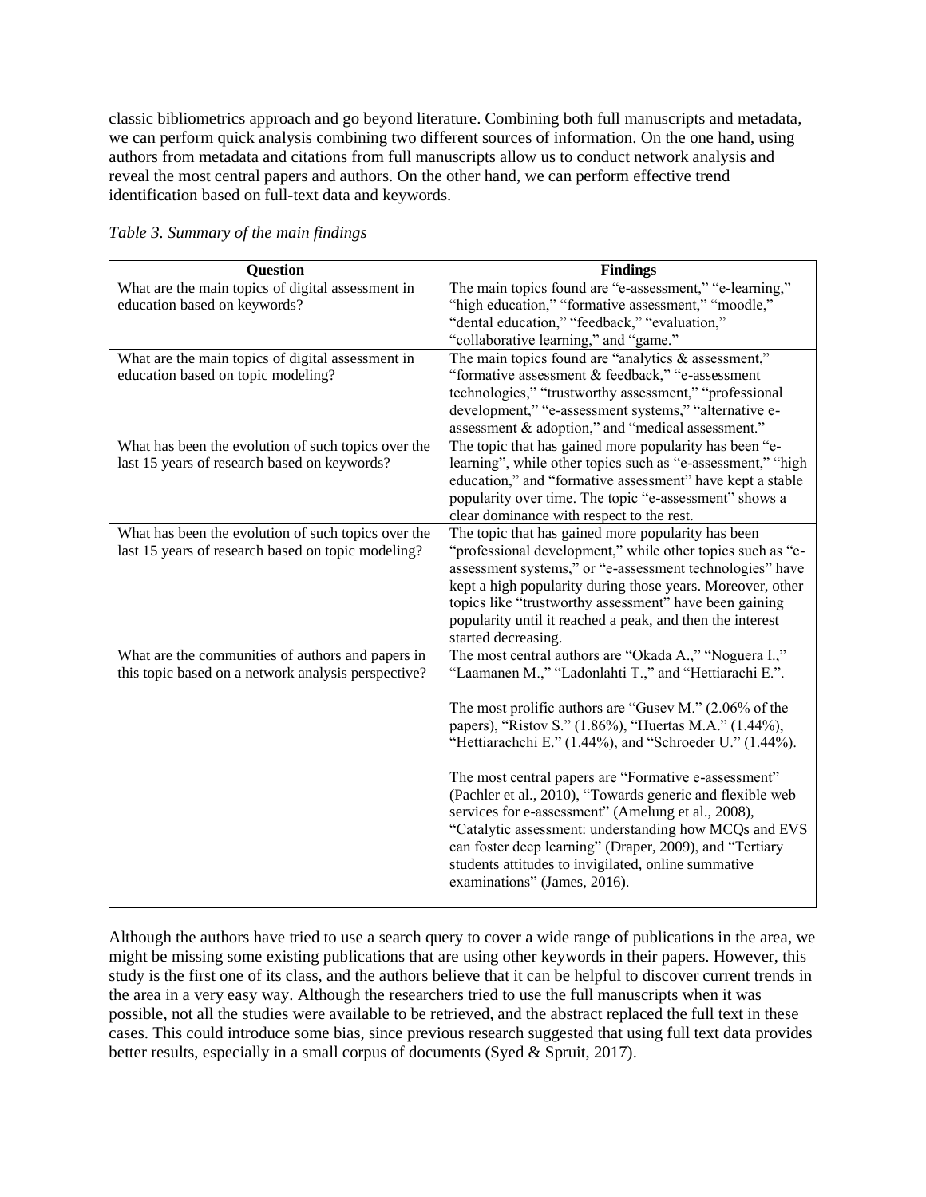classic bibliometrics approach and go beyond literature. Combining both full manuscripts and metadata, we can perform quick analysis combining two different sources of information. On the one hand, using authors from metadata and citations from full manuscripts allow us to conduct network analysis and reveal the most central papers and authors. On the other hand, we can perform effective trend identification based on full-text data and keywords.

*Table 3. Summary of the main findings*

| Question | Findings |
|---|---|
| What are the main topics of digital assessment in education based on keywords? | The main topics found are "e-assessment," "e-learning," "high education," "formative assessment," "moodle," "dental education," "feedback," "evaluation," "collaborative learning," and "game." |
| What are the main topics of digital assessment in education based on topic modeling? | The main topics found are "analytics & assessment," "formative assessment & feedback," "e-assessment technologies," "trustworthy assessment," "professional development," "e-assessment systems," "alternative e-assessment & adoption," and "medical assessment." |
| What has been the evolution of such topics over the last 15 years of research based on keywords? | The topic that has gained more popularity has been "e-learning", while other topics such as "e-assessment," "high education," and "formative assessment" have kept a stable popularity over time. The topic "e-assessment" shows a clear dominance with respect to the rest. |
| What has been the evolution of such topics over the last 15 years of research based on topic modeling? | The topic that has gained more popularity has been "professional development," while other topics such as "e-assessment systems," or "e-assessment technologies" have kept a high popularity during those years. Moreover, other topics like "trustworthy assessment" have been gaining popularity until it reached a peak, and then the interest started decreasing. |
| What are the communities of authors and papers in this topic based on a network analysis perspective? | The most central authors are "Okada A.," "Noguera I.," "Laamanen M.," "Ladonlahti T.," and "Hettiarachi E.".<br><br>The most prolific authors are "Gusev M." (2.06% of the papers), "Ristov S." (1.86%), "Huertas M.A." (1.44%), "Hettiarachchi E." (1.44%), and "Schroeder U." (1.44%).<br><br>The most central papers are "Formative e-assessment" (Pachler et al., 2010), "Towards generic and flexible web services for e-assessment" (Amelung et al., 2008), "Catalytic assessment: understanding how MCQs and EVS can foster deep learning" (Draper, 2009), and "Tertiary students attitudes to invigilated, online summative examinations" (James, 2016). |

Although the authors have tried to use a search query to cover a wide range of publications in the area, we might be missing some existing publications that are using other keywords in their papers. However, this study is the first one of its class, and the authors believe that it can be helpful to discover current trends in the area in a very easy way. Although the researchers tried to use the full manuscripts when it was possible, not all the studies were available to be retrieved, and the abstract replaced the full text in these cases. This could introduce some bias, since previous research suggested that using full text data provides better results, especially in a small corpus of documents (Syed & Spruit, 2017).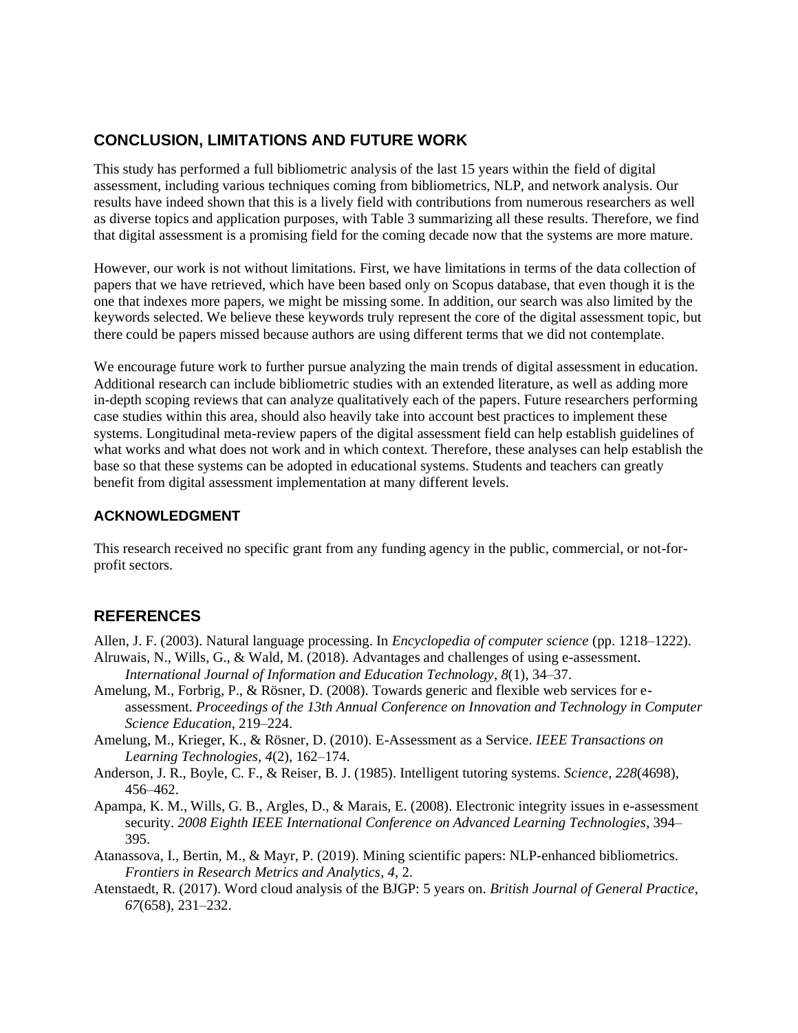## CONCLUSION, LIMITATIONS AND FUTURE WORK

This study has performed a full bibliometric analysis of the last 15 years within the field of digital assessment, including various techniques coming from bibliometrics, NLP, and network analysis. Our results have indeed shown that this is a lively field with contributions from numerous researchers as well as diverse topics and application purposes, with Table 3 summarizing all these results. Therefore, we find that digital assessment is a promising field for the coming decade now that the systems are more mature.

However, our work is not without limitations. First, we have limitations in terms of the data collection of papers that we have retrieved, which have been based only on Scopus database, that even though it is the one that indexes more papers, we might be missing some. In addition, our search was also limited by the keywords selected. We believe these keywords truly represent the core of the digital assessment topic, but there could be papers missed because authors are using different terms that we did not contemplate.

We encourage future work to further pursue analyzing the main trends of digital assessment in education. Additional research can include bibliometric studies with an extended literature, as well as adding more in-depth scoping reviews that can analyze qualitatively each of the papers. Future researchers performing case studies within this area, should also heavily take into account best practices to implement these systems. Longitudinal meta-review papers of the digital assessment field can help establish guidelines of what works and what does not work and in which context. Therefore, these analyses can help establish the base so that these systems can be adopted in educational systems. Students and teachers can greatly benefit from digital assessment implementation at many different levels.

### ACKNOWLEDGMENT

This research received no specific grant from any funding agency in the public, commercial, or not-for-profit sectors.

## REFERENCES

Allen, J. F. (2003). Natural language processing. In *Encyclopedia of computer science* (pp. 1218–1222).

Alruwais, N., Wills, G., & Wald, M. (2018). Advantages and challenges of using e-assessment. *International Journal of Information and Education Technology*, *8*(1), 34–37.

Amelung, M., Forbrig, P., & Rösner, D. (2008). Towards generic and flexible web services for e-assessment. *Proceedings of the 13th Annual Conference on Innovation and Technology in Computer Science Education*, 219–224.

Amelung, M., Krieger, K., & Rösner, D. (2010). E-Assessment as a Service. *IEEE Transactions on Learning Technologies*, *4*(2), 162–174.

Anderson, J. R., Boyle, C. F., & Reiser, B. J. (1985). Intelligent tutoring systems. *Science*, *228*(4698), 456–462.

Apampa, K. M., Wills, G. B., Argles, D., & Marais, E. (2008). Electronic integrity issues in e-assessment security. *2008 Eighth IEEE International Conference on Advanced Learning Technologies*, 394–395.

Atanassova, I., Bertin, M., & Mayr, P. (2019). Mining scientific papers: NLP-enhanced bibliometrics. *Frontiers in Research Metrics and Analytics*, *4*, 2.

Atenstaedt, R. (2017). Word cloud analysis of the BJGP: 5 years on. *British Journal of General Practice*, *67*(658), 231–232.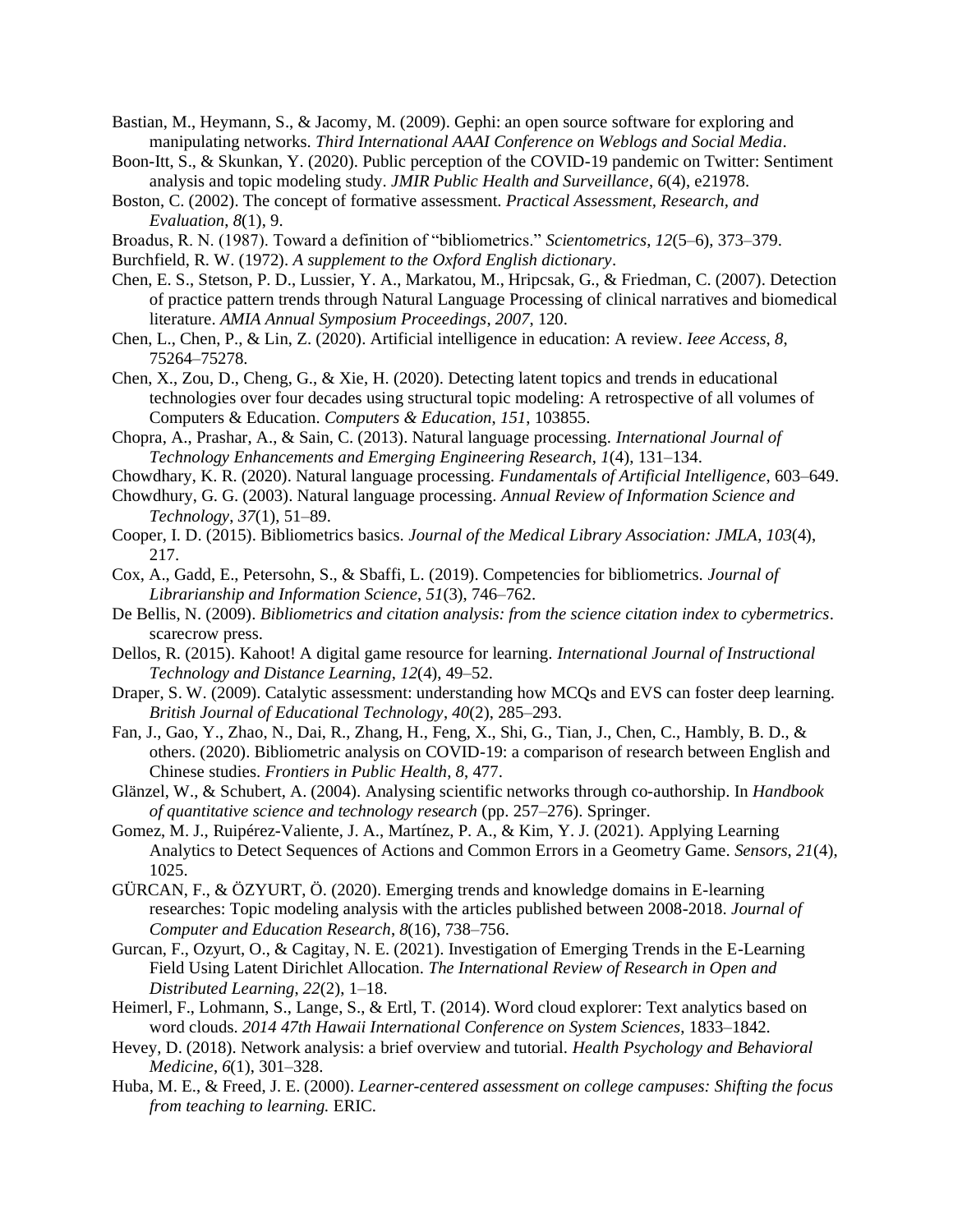Bastian, M., Heymann, S., & Jacomy, M. (2009). Gephi: an open source software for exploring and manipulating networks. *Third International AAAI Conference on Weblogs and Social Media*.

Boon-Itt, S., & Skunkan, Y. (2020). Public perception of the COVID-19 pandemic on Twitter: Sentiment analysis and topic modeling study. *JMIR Public Health and Surveillance*, *6*(4), e21978.

Boston, C. (2002). The concept of formative assessment. *Practical Assessment, Research, and Evaluation*, *8*(1), 9.

Broadus, R. N. (1987). Toward a definition of "bibliometrics." *Scientometrics*, *12*(5–6), 373–379.

Burchfield, R. W. (1972). *A supplement to the Oxford English dictionary*.

Chen, E. S., Stetson, P. D., Lussier, Y. A., Markatou, M., Hripcsak, G., & Friedman, C. (2007). Detection of practice pattern trends through Natural Language Processing of clinical narratives and biomedical literature. *AMIA Annual Symposium Proceedings*, *2007*, 120.

Chen, L., Chen, P., & Lin, Z. (2020). Artificial intelligence in education: A review. *Ieee Access*, *8*, 75264–75278.

Chen, X., Zou, D., Cheng, G., & Xie, H. (2020). Detecting latent topics and trends in educational technologies over four decades using structural topic modeling: A retrospective of all volumes of Computers & Education. *Computers & Education*, *151*, 103855.

Chopra, A., Prashar, A., & Sain, C. (2013). Natural language processing. *International Journal of Technology Enhancements and Emerging Engineering Research*, *1*(4), 131–134.

Chowdhary, K. R. (2020). Natural language processing. *Fundamentals of Artificial Intelligence*, 603–649.

Chowdhury, G. G. (2003). Natural language processing. *Annual Review of Information Science and Technology*, *37*(1), 51–89.

Cooper, I. D. (2015). Bibliometrics basics. *Journal of the Medical Library Association: JMLA*, *103*(4), 217.

Cox, A., Gadd, E., Petersohn, S., & Sbaffi, L. (2019). Competencies for bibliometrics. *Journal of Librarianship and Information Science*, *51*(3), 746–762.

De Bellis, N. (2009). *Bibliometrics and citation analysis: from the science citation index to cybermetrics*. scarecrow press.

Dellos, R. (2015). Kahoot! A digital game resource for learning. *International Journal of Instructional Technology and Distance Learning*, *12*(4), 49–52.

Draper, S. W. (2009). Catalytic assessment: understanding how MCQs and EVS can foster deep learning. *British Journal of Educational Technology*, *40*(2), 285–293.

Fan, J., Gao, Y., Zhao, N., Dai, R., Zhang, H., Feng, X., Shi, G., Tian, J., Chen, C., Hambly, B. D., & others. (2020). Bibliometric analysis on COVID-19: a comparison of research between English and Chinese studies. *Frontiers in Public Health*, *8*, 477.

Glänzel, W., & Schubert, A. (2004). Analysing scientific networks through co-authorship. In *Handbook of quantitative science and technology research* (pp. 257–276). Springer.

Gomez, M. J., Ruipérez-Valiente, J. A., Martínez, P. A., & Kim, Y. J. (2021). Applying Learning Analytics to Detect Sequences of Actions and Common Errors in a Geometry Game. *Sensors*, *21*(4), 1025.

GÜRCAN, F., & ÖZYURT, Ö. (2020). Emerging trends and knowledge domains in E-learning researches: Topic modeling analysis with the articles published between 2008-2018. *Journal of Computer and Education Research*, *8*(16), 738–756.

Gurcan, F., Ozyurt, O., & Cagitay, N. E. (2021). Investigation of Emerging Trends in the E-Learning Field Using Latent Dirichlet Allocation. *The International Review of Research in Open and Distributed Learning*, *22*(2), 1–18.

Heimerl, F., Lohmann, S., Lange, S., & Ertl, T. (2014). Word cloud explorer: Text analytics based on word clouds. *2014 47th Hawaii International Conference on System Sciences*, 1833–1842.

Hevey, D. (2018). Network analysis: a brief overview and tutorial. *Health Psychology and Behavioral Medicine*, *6*(1), 301–328.

Huba, M. E., & Freed, J. E. (2000). *Learner-centered assessment on college campuses: Shifting the focus from teaching to learning.* ERIC.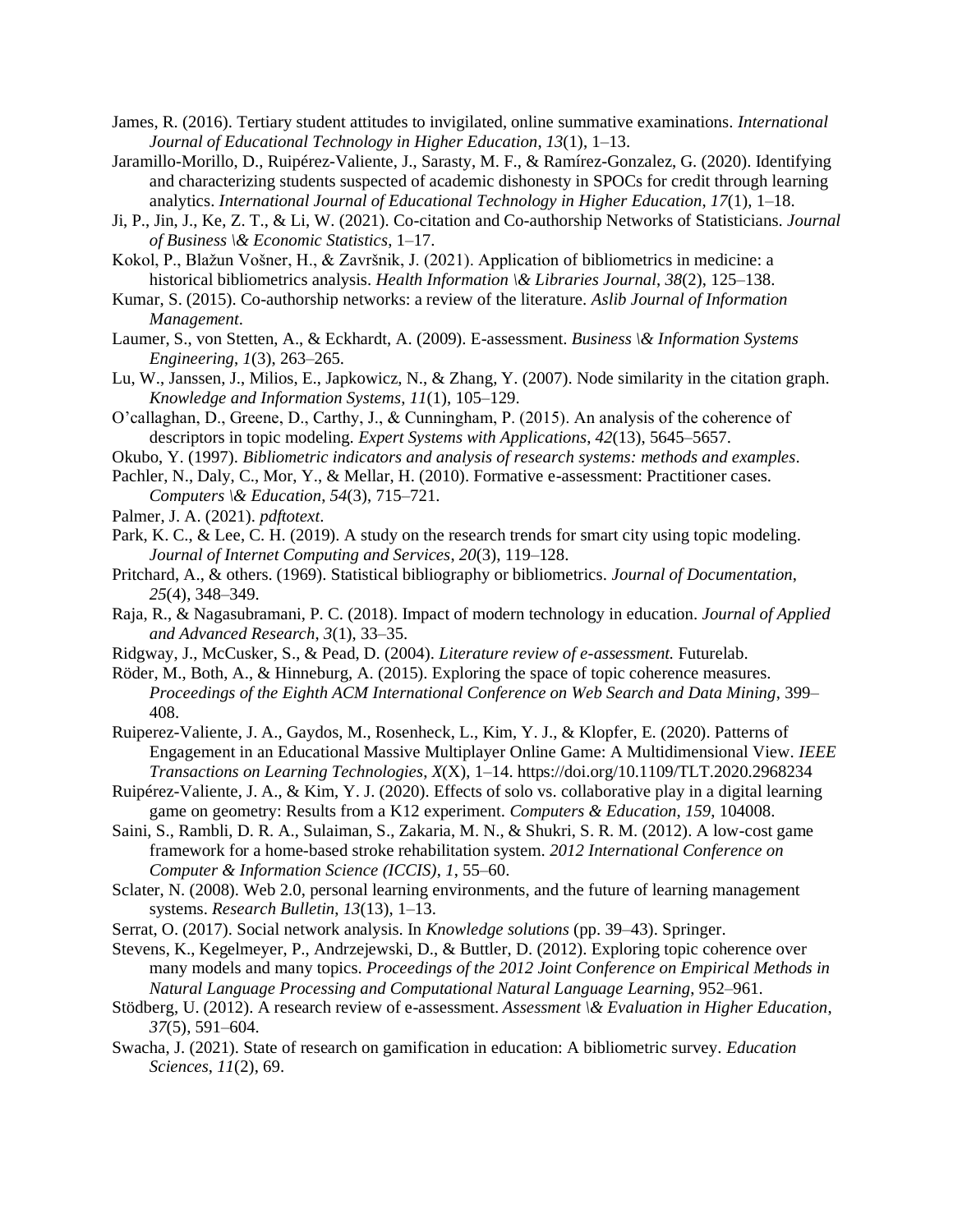James, R. (2016). Tertiary student attitudes to invigilated, online summative examinations. *International Journal of Educational Technology in Higher Education*, *13*(1), 1–13.

Jaramillo-Morillo, D., Ruipérez-Valiente, J., Sarasty, M. F., & Ramírez-Gonzalez, G. (2020). Identifying and characterizing students suspected of academic dishonesty in SPOCs for credit through learning analytics. *International Journal of Educational Technology in Higher Education*, *17*(1), 1–18.

Ji, P., Jin, J., Ke, Z. T., & Li, W. (2021). Co-citation and Co-authorship Networks of Statisticians. *Journal of Business \& Economic Statistics*, 1–17.

Kokol, P., Blažun Vošner, H., & Završnik, J. (2021). Application of bibliometrics in medicine: a historical bibliometrics analysis. *Health Information \& Libraries Journal*, *38*(2), 125–138.

Kumar, S. (2015). Co-authorship networks: a review of the literature. *Aslib Journal of Information Management*.

Laumer, S., von Stetten, A., & Eckhardt, A. (2009). E-assessment. *Business \& Information Systems Engineering*, *1*(3), 263–265.

Lu, W., Janssen, J., Milios, E., Japkowicz, N., & Zhang, Y. (2007). Node similarity in the citation graph. *Knowledge and Information Systems*, *11*(1), 105–129.

O'callaghan, D., Greene, D., Carthy, J., & Cunningham, P. (2015). An analysis of the coherence of descriptors in topic modeling. *Expert Systems with Applications*, *42*(13), 5645–5657.

Okubo, Y. (1997). *Bibliometric indicators and analysis of research systems: methods and examples*.

Pachler, N., Daly, C., Mor, Y., & Mellar, H. (2010). Formative e-assessment: Practitioner cases. *Computers \& Education*, *54*(3), 715–721.

Palmer, J. A. (2021). *pdftotext*.

Park, K. C., & Lee, C. H. (2019). A study on the research trends for smart city using topic modeling. *Journal of Internet Computing and Services*, *20*(3), 119–128.

Pritchard, A., & others. (1969). Statistical bibliography or bibliometrics. *Journal of Documentation*, *25*(4), 348–349.

Raja, R., & Nagasubramani, P. C. (2018). Impact of modern technology in education. *Journal of Applied and Advanced Research*, *3*(1), 33–35.

Ridgway, J., McCusker, S., & Pead, D. (2004). *Literature review of e-assessment.* Futurelab.

Röder, M., Both, A., & Hinneburg, A. (2015). Exploring the space of topic coherence measures. *Proceedings of the Eighth ACM International Conference on Web Search and Data Mining*, 399–408.

Ruiperez-Valiente, J. A., Gaydos, M., Rosenheck, L., Kim, Y. J., & Klopfer, E. (2020). Patterns of Engagement in an Educational Massive Multiplayer Online Game: A Multidimensional View. *IEEE Transactions on Learning Technologies*, *X*(X), 1–14. https://doi.org/10.1109/TLT.2020.2968234

Ruipérez-Valiente, J. A., & Kim, Y. J. (2020). Effects of solo vs. collaborative play in a digital learning game on geometry: Results from a K12 experiment. *Computers & Education*, *159*, 104008.

Saini, S., Rambli, D. R. A., Sulaiman, S., Zakaria, M. N., & Shukri, S. R. M. (2012). A low-cost game framework for a home-based stroke rehabilitation system. *2012 International Conference on Computer & Information Science (ICCIS)*, *1*, 55–60.

Sclater, N. (2008). Web 2.0, personal learning environments, and the future of learning management systems. *Research Bulletin*, *13*(13), 1–13.

Serrat, O. (2017). Social network analysis. In *Knowledge solutions* (pp. 39–43). Springer.

Stevens, K., Kegelmeyer, P., Andrzejewski, D., & Buttler, D. (2012). Exploring topic coherence over many models and many topics. *Proceedings of the 2012 Joint Conference on Empirical Methods in Natural Language Processing and Computational Natural Language Learning*, 952–961.

Stödberg, U. (2012). A research review of e-assessment. *Assessment \& Evaluation in Higher Education*, *37*(5), 591–604.

Swacha, J. (2021). State of research on gamification in education: A bibliometric survey. *Education Sciences*, *11*(2), 69.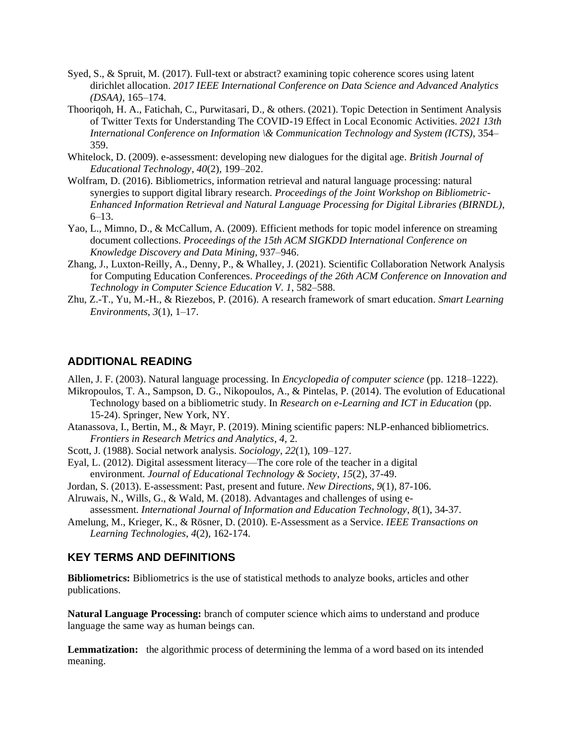Syed, S., & Spruit, M. (2017). Full-text or abstract? examining topic coherence scores using latent dirichlet allocation. *2017 IEEE International Conference on Data Science and Advanced Analytics (DSAA)*, 165–174.

Thooriqoh, H. A., Fatichah, C., Purwitasari, D., & others. (2021). Topic Detection in Sentiment Analysis of Twitter Texts for Understanding The COVID-19 Effect in Local Economic Activities. *2021 13th International Conference on Information \& Communication Technology and System (ICTS)*, 354–359.

Whitelock, D. (2009). e-assessment: developing new dialogues for the digital age. *British Journal of Educational Technology*, *40*(2), 199–202.

Wolfram, D. (2016). Bibliometrics, information retrieval and natural language processing: natural synergies to support digital library research. *Proceedings of the Joint Workshop on Bibliometric-Enhanced Information Retrieval and Natural Language Processing for Digital Libraries (BIRNDL)*, 6–13.

Yao, L., Mimno, D., & McCallum, A. (2009). Efficient methods for topic model inference on streaming document collections. *Proceedings of the 15th ACM SIGKDD International Conference on Knowledge Discovery and Data Mining*, 937–946.

Zhang, J., Luxton-Reilly, A., Denny, P., & Whalley, J. (2021). Scientific Collaboration Network Analysis for Computing Education Conferences. *Proceedings of the 26th ACM Conference on Innovation and Technology in Computer Science Education V. 1*, 582–588.

Zhu, Z.-T., Yu, M.-H., & Riezebos, P. (2016). A research framework of smart education. *Smart Learning Environments*, *3*(1), 1–17.

## ADDITIONAL READING

Allen, J. F. (2003). Natural language processing. In *Encyclopedia of computer science* (pp. 1218–1222).

Mikropoulos, T. A., Sampson, D. G., Nikopoulos, A., & Pintelas, P. (2014). The evolution of Educational Technology based on a bibliometric study. In *Research on e-Learning and ICT in Education* (pp. 15-24). Springer, New York, NY.

Atanassova, I., Bertin, M., & Mayr, P. (2019). Mining scientific papers: NLP-enhanced bibliometrics. *Frontiers in Research Metrics and Analytics*, *4*, 2.

Scott, J. (1988). Social network analysis. *Sociology*, *22*(1), 109–127.

Eyal, L. (2012). Digital assessment literacy—The core role of the teacher in a digital environment. *Journal of Educational Technology & Society*, *15*(2), 37-49.

Jordan, S. (2013). E-assessment: Past, present and future. *New Directions*, *9*(1), 87-106.

Alruwais, N., Wills, G., & Wald, M. (2018). Advantages and challenges of using e-assessment. *International Journal of Information and Education Technology*, *8*(1), 34-37.

Amelung, M., Krieger, K., & Rösner, D. (2010). E-Assessment as a Service. *IEEE Transactions on Learning Technologies*, *4*(2), 162-174.

## KEY TERMS AND DEFINITIONS

**Bibliometrics:** Bibliometrics is the use of statistical methods to analyze books, articles and other publications.

**Natural Language Processing:** branch of computer science which aims to understand and produce language the same way as human beings can.

**Lemmatization:** the algorithmic process of determining the lemma of a word based on its intended meaning.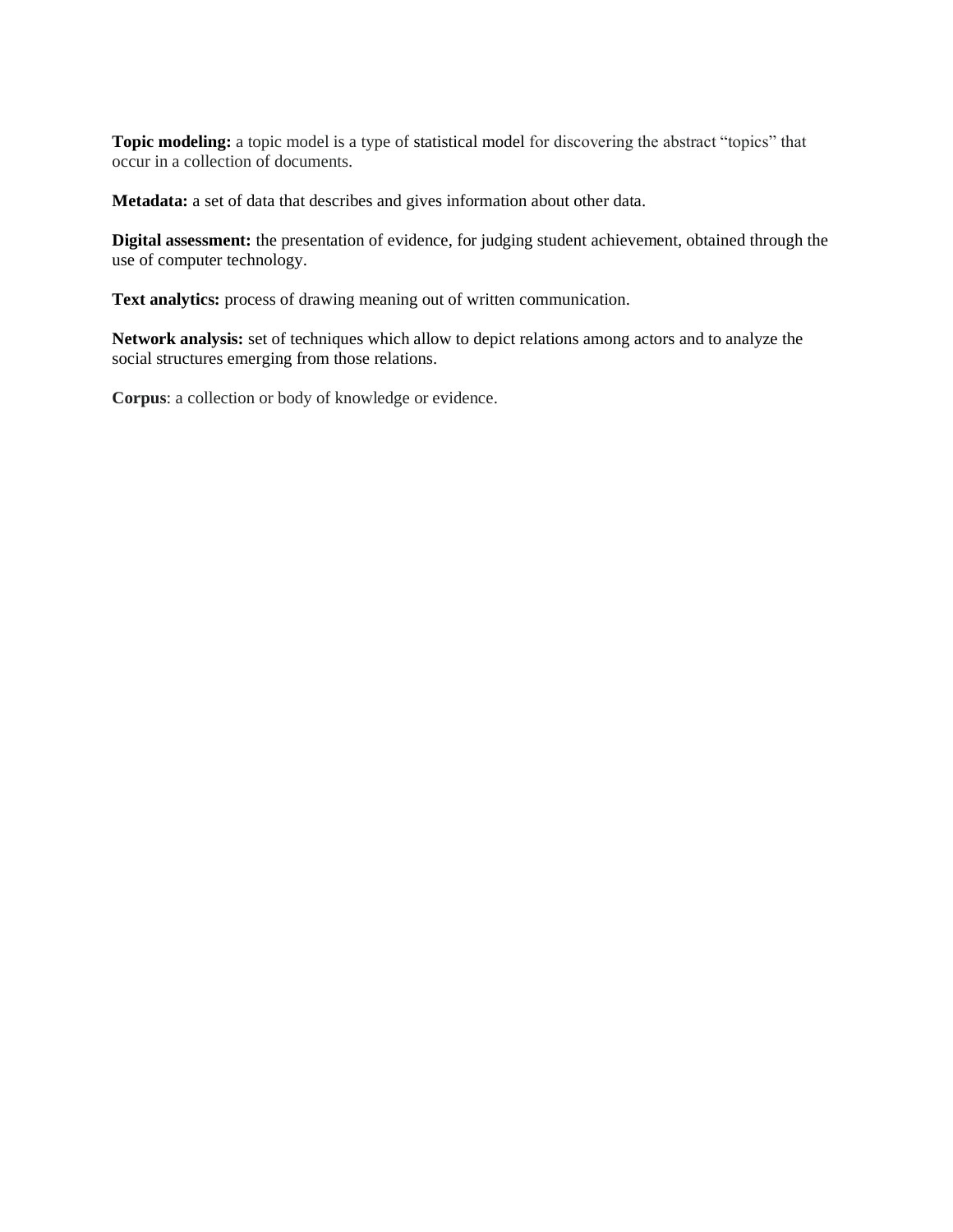**Topic modeling:** a topic model is a type of statistical model for discovering the abstract "topics" that occur in a collection of documents.

**Metadata:** a set of data that describes and gives information about other data.

**Digital assessment:** the presentation of evidence, for judging student achievement, obtained through the use of computer technology.

**Text analytics:** process of drawing meaning out of written communication.

**Network analysis:** set of techniques which allow to depict relations among actors and to analyze the social structures emerging from those relations.

**Corpus**: a collection or body of knowledge or evidence.